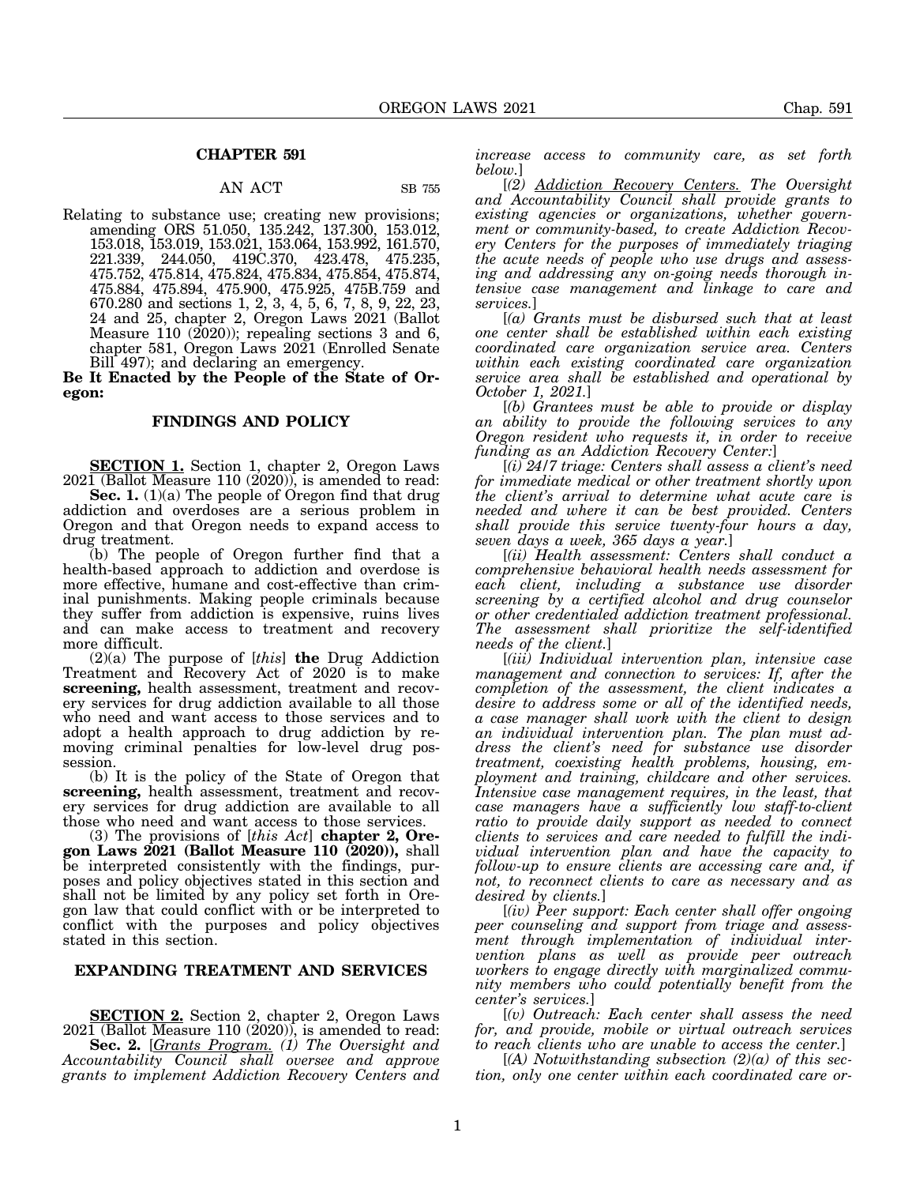## CHAPTER 591

AN ACT SB 755

Relating to substance use; creating new provisions; amending ORS 51.050, 135.242, 137.300, 153.012, 153.018, 153.019, 153.021, 153.064, 153.992, 161.570, 221.339, 244.050, 419C.370, 423.478, 475.235, 475.752, 475.814, 475.824, 475.834, 475.854, 475.874, 475.884, 475.894, 475.900, 475.925, 475B.759 and 670.280 and sections 1, 2, 3, 4, 5, 6, 7, 8, 9, 22, 23, 24 and 25, chapter 2, Oregon Laws 2021 (Ballot Measure 110 (2020)); repealing sections 3 and 6, chapter 581, Oregon Laws 2021 (Enrolled Senate Bill 497); and declaring an emergency.

**Be It Enacted by the People of the State of Oregon:**

### FINDINGS AND POLICY

**SECTION 1.** Section 1, chapter 2, Oregon Laws 2021 (Ballot Measure 110 (2020)), is amended to read:

**Sec. 1.** (1)(a) The people of Oregon find that drug addiction and overdoses are a serious problem in Oregon and that Oregon needs to expand access to drug treatment.

(b) The people of Oregon further find that a health-based approach to addiction and overdose is more effective, humane and cost-effective than criminal punishments. Making people criminals because they suffer from addiction is expensive, ruins lives and can make access to treatment and recovery more difficult.

(2)(a) The purpose of [*this*] **the** Drug Addiction Treatment and Recovery Act of 2020 is to make **screening,** health assessment, treatment and recovery services for drug addiction available to all those who need and want access to those services and to adopt a health approach to drug addiction by removing criminal penalties for low-level drug possession.

(b) It is the policy of the State of Oregon that **screening,** health assessment, treatment and recovery services for drug addiction are available to all those who need and want access to those services.

(3) The provisions of [*this Act*] **chapter 2, Oregon Laws 2021 (Ballot Measure 110 (2020)),** shall be interpreted consistently with the findings, purposes and policy objectives stated in this section and shall not be limited by any policy set forth in Oregon law that could conflict with or be interpreted to conflict with the purposes and policy objectives stated in this section.

### EXPANDING TREATMENT AND SERVICES

**SECTION 2.** Section 2, chapter 2, Oregon Laws 2021 (Ballot Measure 110 (2020)), is amended to read:

**Sec. 2.** [*Grants Program. (1) The Oversight and Accountability Council shall oversee and approve grants to implement Addiction Recovery Centers and increase access to community care, as set forth below.*]

[*(2) Addiction Recovery Centers. The Oversight and Accountability Council shall provide grants to existing agencies or organizations, whether government or community-based, to create Addiction Recovery Centers for the purposes of immediately triaging the acute needs of people who use drugs and assessing and addressing any on-going needs thorough intensive case management and linkage to care and services.*]

[*(a) Grants must be disbursed such that at least one center shall be established within each existing coordinated care organization service area. Centers within each existing coordinated care organization service area shall be established and operational by October 1, 2021.*]

[*(b) Grantees must be able to provide or display an ability to provide the following services to any Oregon resident who requests it, in order to receive funding as an Addiction Recovery Center:*]

[*(i) 24/7 triage: Centers shall assess a client's need for immediate medical or other treatment shortly upon the client's arrival to determine what acute care is needed and where it can be best provided. Centers shall provide this service twenty-four hours a day, seven days a week, 365 days a year.*]

[*(ii) Health assessment: Centers shall conduct a comprehensive behavioral health needs assessment for each client, including a substance use disorder screening by a certified alcohol and drug counselor or other credentialed addiction treatment professional. The assessment shall prioritize the self-identified needs of the client.*]

[*(iii) Individual intervention plan, intensive case management and connection to services: If, after the completion of the assessment, the client indicates a desire to address some or all of the identified needs, a case manager shall work with the client to design an individual intervention plan. The plan must address the client's need for substance use disorder treatment, coexisting health problems, housing, employment and training, childcare and other services. Intensive case management requires, in the least, that case managers have a sufficiently low staff-to-client ratio to provide daily support as needed to connect clients to services and care needed to fulfill the individual intervention plan and have the capacity to follow-up to ensure clients are accessing care and, if not, to reconnect clients to care as necessary and as desired by clients.*]

[*(iv) Peer support: Each center shall offer ongoing peer counseling and support from triage and assessment through implementation of individual intervention plans as well as provide peer outreach workers to engage directly with marginalized community members who could potentially benefit from the center's services.*]

[*(v) Outreach: Each center shall assess the need for, and provide, mobile or virtual outreach services to reach clients who are unable to access the center.*]

[*(A) Notwithstanding subsection (2)(a) of this section, only one center within each coordinated care or-*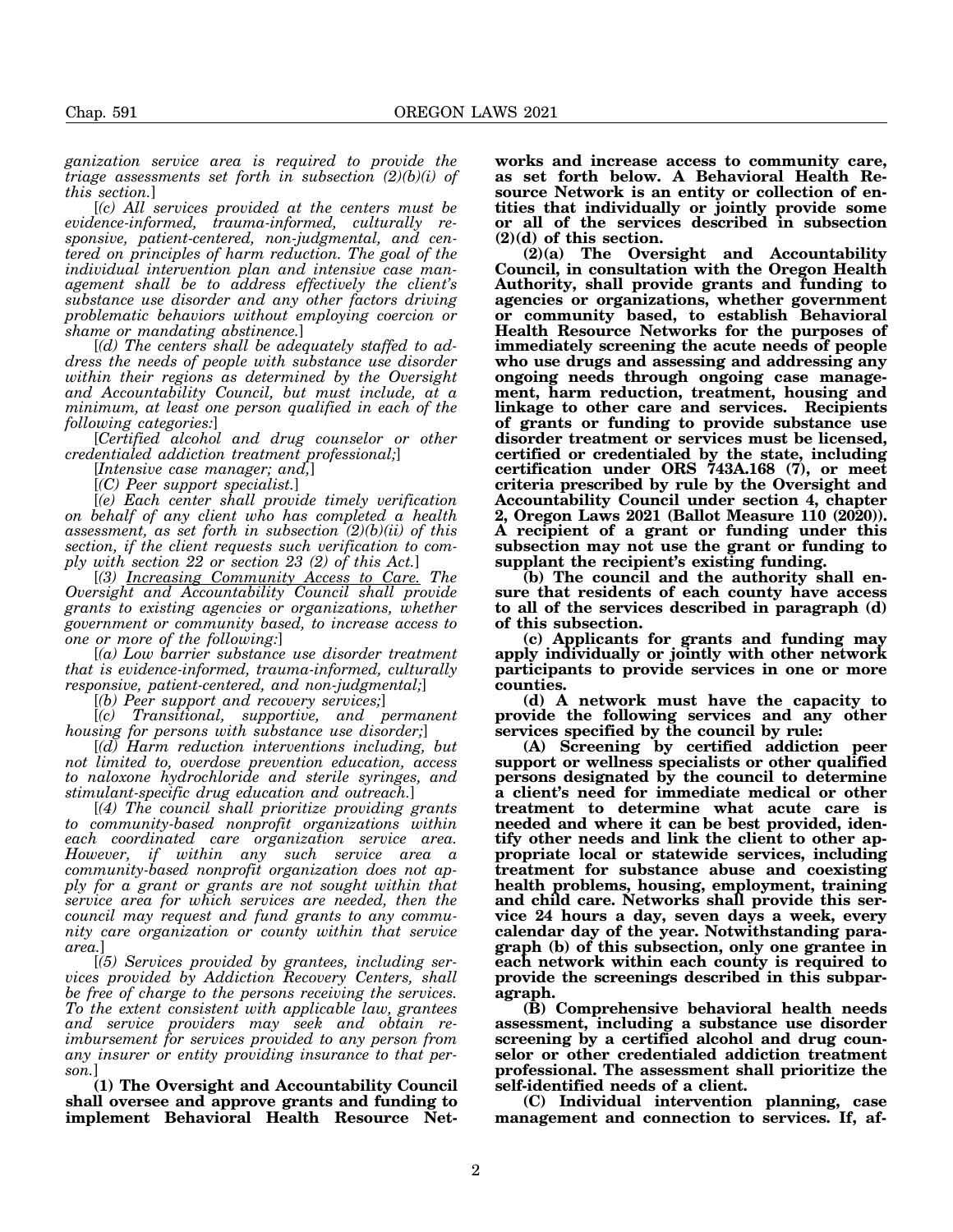*ganization service area is required to provide the triage assessments set forth in subsection (2)(b)(i) of this section.*]

[*(c) All services provided at the centers must be evidence-informed, trauma-informed, culturally responsive, patient-centered, non-judgmental, and centered on principles of harm reduction. The goal of the individual intervention plan and intensive case management shall be to address effectively the client's substance use disorder and any other factors driving problematic behaviors without employing coercion or shame or mandating abstinence.*]

[*(d) The centers shall be adequately staffed to address the needs of people with substance use disorder within their regions as determined by the Oversight and Accountability Council, but must include, at a minimum, at least one person qualified in each of the following categories:*]

[*Certified alcohol and drug counselor or other credentialed addiction treatment professional;*]

[*Intensive case manager; and,*]

[*(C) Peer support specialist.*]

[*(e) Each center shall provide timely verification on behalf of any client who has completed a health assessment, as set forth in subsection (2)(b)(ii) of this section, if the client requests such verification to comply with section 22 or section 23 (2) of this Act.*]

[*(3) Increasing Community Access to Care. The Oversight and Accountability Council shall provide grants to existing agencies or organizations, whether government or community based, to increase access to one or more of the following:*]

[*(a) Low barrier substance use disorder treatment that is evidence-informed, trauma-informed, culturally responsive, patient-centered, and non-judgmental;*]

[*(b) Peer support and recovery services;*]

[*(c) Transitional, supportive, and permanent housing for persons with substance use disorder;*]

[*(d) Harm reduction interventions including, but not limited to, overdose prevention education, access to naloxone hydrochloride and sterile syringes, and stimulant-specific drug education and outreach.*]

[*(4) The council shall prioritize providing grants to community-based nonprofit organizations within each coordinated care organization service area. However, if within any such service area a community-based nonprofit organization does not apply for a grant or grants are not sought within that service area for which services are needed, then the council may request and fund grants to any community care organization or county within that service area.*]

[*(5) Services provided by grantees, including services provided by Addiction Recovery Centers, shall be free of charge to the persons receiving the services. To the extent consistent with applicable law, grantees and service providers may seek and obtain reimbursement for services provided to any person from any insurer or entity providing insurance to that person.*]

**(1) The Oversight and Accountability Council shall oversee and approve grants and funding to implement Behavioral Health Resource Networks and increase access to community care, as set forth below. A Behavioral Health Resource Network is an entity or collection of entities that individually or jointly provide some or all of the services described in subsection (2)(d) of this section.**

**(2)(a) The Oversight and Accountability Council, in consultation with the Oregon Health Authority, shall provide grants and funding to agencies or organizations, whether government or community based, to establish Behavioral Health Resource Networks for the purposes of immediately screening the acute needs of people who use drugs and assessing and addressing any ongoing needs through ongoing case management, harm reduction, treatment, housing and linkage to other care and services. Recipients of grants or funding to provide substance use disorder treatment or services must be licensed, certified or credentialed by the state, including certification under ORS 743A.168 (7), or meet criteria prescribed by rule by the Oversight and Accountability Council under section 4, chapter 2, Oregon Laws 2021 (Ballot Measure 110 (2020)). A recipient of a grant or funding under this subsection may not use the grant or funding to supplant the recipient's existing funding.**

**(b) The council and the authority shall ensure that residents of each county have access to all of the services described in paragraph (d) of this subsection.**

**(c) Applicants for grants and funding may apply individually or jointly with other network participants to provide services in one or more counties.**

**(d) A network must have the capacity to provide the following services and any other services specified by the council by rule:**

**(A) Screening by certified addiction peer support or wellness specialists or other qualified persons designated by the council to determine a client's need for immediate medical or other treatment to determine what acute care is needed and where it can be best provided, identify other needs and link the client to other appropriate local or statewide services, including treatment for substance abuse and coexisting health problems, housing, employment, training and child care. Networks shall provide this service 24 hours a day, seven days a week, every calendar day of the year. Notwithstanding paragraph (b) of this subsection, only one grantee in each network within each county is required to provide the screenings described in this subparagraph.**

**(B) Comprehensive behavioral health needs assessment, including a substance use disorder screening by a certified alcohol and drug counselor or other credentialed addiction treatment professional. The assessment shall prioritize the self-identified needs of a client.**

**(C) Individual intervention planning, case management and connection to services. If, af-**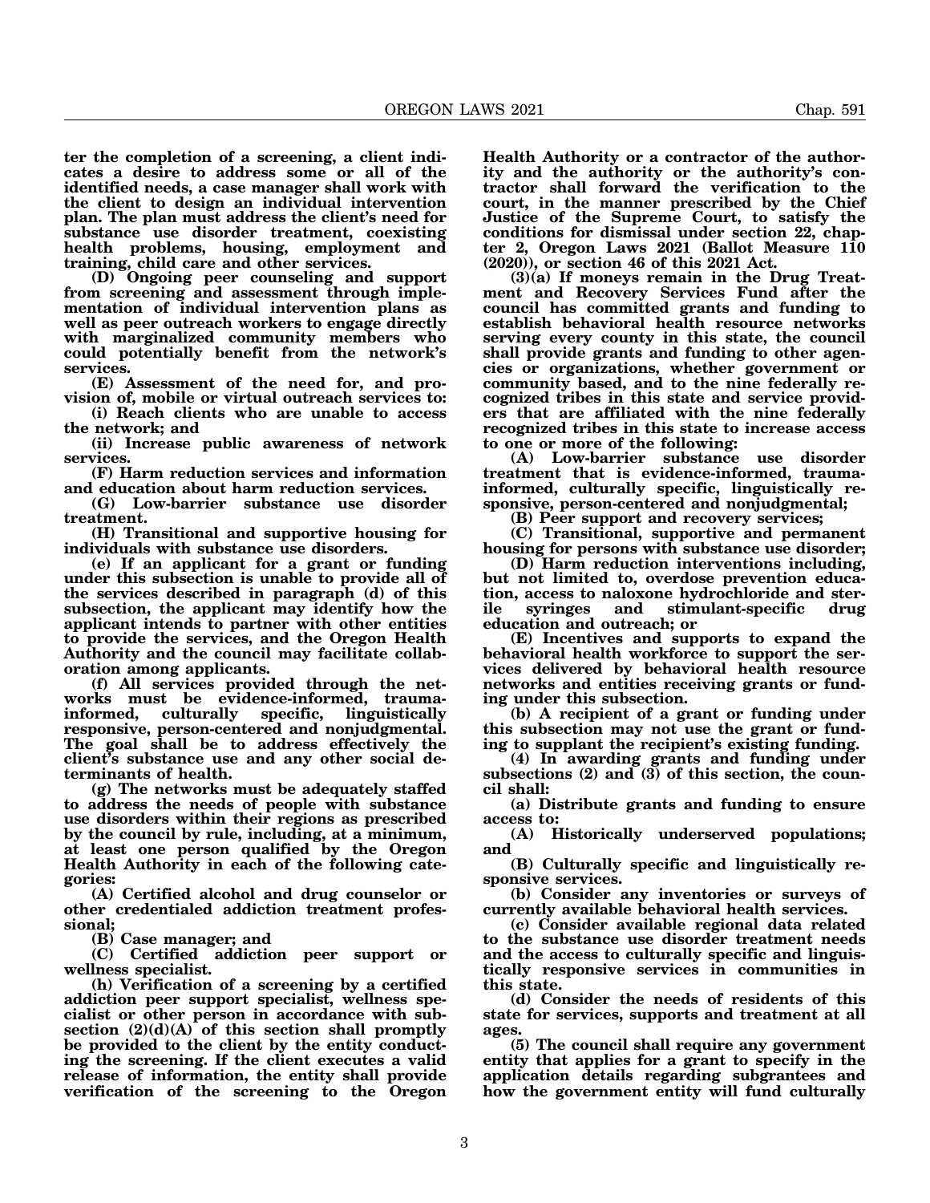**ter the completion of a screening, a client indicates a desire to address some or all of the identified needs, a case manager shall work with the client to design an individual intervention plan. The plan must address the client's need for substance use disorder treatment, coexisting health problems, housing, employment and training, child care and other services.**

**(D) Ongoing peer counseling and support from screening and assessment through implementation of individual intervention plans as well as peer outreach workers to engage directly with marginalized community members who could potentially benefit from the network's services.**

**(E) Assessment of the need for, and provision of, mobile or virtual outreach services to:**

**(i) Reach clients who are unable to access the network; and**

**(ii) Increase public awareness of network services.**

**(F) Harm reduction services and information and education about harm reduction services.**

**(G) Low-barrier substance use disorder treatment.**

**(H) Transitional and supportive housing for individuals with substance use disorders.**

**(e) If an applicant for a grant or funding under this subsection is unable to provide all of the services described in paragraph (d) of this subsection, the applicant may identify how the applicant intends to partner with other entities to provide the services, and the Oregon Health Authority and the council may facilitate collaboration among applicants.**

**(f) All services provided through the networks must be evidence-informed, trauma-informed, culturally specific, linguistically responsive, person-centered and nonjudgmental. The goal shall be to address effectively the client's substance use and any other social determinants of health.**

**(g) The networks must be adequately staffed to address the needs of people with substance use disorders within their regions as prescribed by the council by rule, including, at a minimum, at least one person qualified by the Oregon Health Authority in each of the following categories:**

**(A) Certified alcohol and drug counselor or other credentialed addiction treatment professional;**

**(B) Case manager; and**

**(C) Certified addiction peer support or wellness specialist.**

**(h) Verification of a screening by a certified addiction peer support specialist, wellness specialist or other person in accordance with subsection (2)(d)(A) of this section shall promptly be provided to the client by the entity conducting the screening. If the client executes a valid release of information, the entity shall provide verification of the screening to the Oregon Health Authority or a contractor of the authority and the authority or the authority's contractor shall forward the verification to the court, in the manner prescribed by the Chief Justice of the Supreme Court, to satisfy the conditions for dismissal under section 22, chapter 2, Oregon Laws 2021 (Ballot Measure 110 (2020)), or section 46 of this 2021 Act.**

**(3)(a) If moneys remain in the Drug Treatment and Recovery Services Fund after the council has committed grants and funding to establish behavioral health resource networks serving every county in this state, the council shall provide grants and funding to other agencies or organizations, whether government or community based, and to the nine federally recognized tribes in this state and service providers that are affiliated with the nine federally recognized tribes in this state to increase access to one or more of the following:**

**(A) Low-barrier substance use disorder treatment that is evidence-informed, trauma-informed, culturally specific, linguistically responsive, person-centered and nonjudgmental;**

**(B) Peer support and recovery services;**

**(C) Transitional, supportive and permanent housing for persons with substance use disorder;**

**(D) Harm reduction interventions including, but not limited to, overdose prevention education, access to naloxone hydrochloride and sterile syringes and stimulant-specific drug education and outreach; or**

**(E) Incentives and supports to expand the behavioral health workforce to support the services delivered by behavioral health resource networks and entities receiving grants or funding under this subsection.**

**(b) A recipient of a grant or funding under this subsection may not use the grant or funding to supplant the recipient's existing funding.**

**(4) In awarding grants and funding under subsections (2) and (3) of this section, the council shall:**

**(a) Distribute grants and funding to ensure access to:**

**(A) Historically underserved populations; and**

**(B) Culturally specific and linguistically responsive services.**

**(b) Consider any inventories or surveys of currently available behavioral health services.**

**(c) Consider available regional data related to the substance use disorder treatment needs and the access to culturally specific and linguistically responsive services in communities in this state.**

**(d) Consider the needs of residents of this state for services, supports and treatment at all ages.**

**(5) The council shall require any government entity that applies for a grant to specify in the application details regarding subgrantees and how the government entity will fund culturally**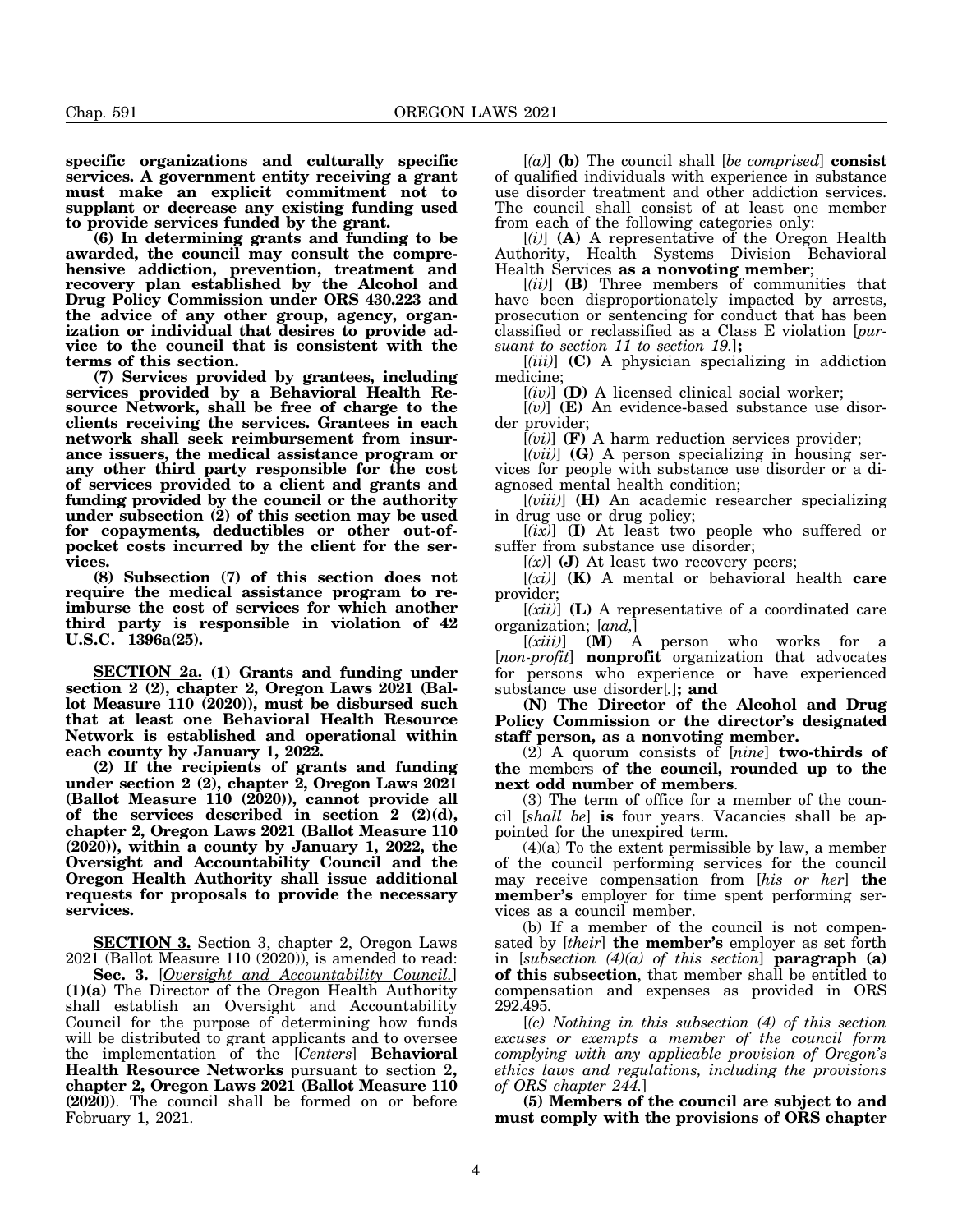**specific organizations and culturally specific services. A government entity receiving a grant must make an explicit commitment not to supplant or decrease any existing funding used to provide services funded by the grant.**

**(6) In determining grants and funding to be awarded, the council may consult the comprehensive addiction, prevention, treatment and recovery plan established by the Alcohol and Drug Policy Commission under ORS 430.223 and the advice of any other group, agency, organization or individual that desires to provide advice to the council that is consistent with the terms of this section.**

**(7) Services provided by grantees, including services provided by a Behavioral Health Resource Network, shall be free of charge to the clients receiving the services. Grantees in each network shall seek reimbursement from insurance issuers, the medical assistance program or any other third party responsible for the cost of services provided to a client and grants and funding provided by the council or the authority under subsection (2) of this section may be used for copayments, deductibles or other out-of-pocket costs incurred by the client for the services.**

**(8) Subsection (7) of this section does not require the medical assistance program to reimburse the cost of services for which another third party is responsible in violation of 42 U.S.C. 1396a(25).**

**SECTION 2a. (1) Grants and funding under section 2 (2), chapter 2, Oregon Laws 2021 (Ballot Measure 110 (2020)), must be disbursed such that at least one Behavioral Health Resource Network is established and operational within each county by January 1, 2022.**

**(2) If the recipients of grants and funding under section 2 (2), chapter 2, Oregon Laws 2021 (Ballot Measure 110 (2020)), cannot provide all of the services described in section 2 (2)(d), chapter 2, Oregon Laws 2021 (Ballot Measure 110 (2020)), within a county by January 1, 2022, the Oversight and Accountability Council and the Oregon Health Authority shall issue additional requests for proposals to provide the necessary services.**

**SECTION 3.** Section 3, chapter 2, Oregon Laws 2021 (Ballot Measure 110 (2020)), is amended to read:

**Sec. 3.** [*Oversight and Accountability Council.*] **(1)(a)** The Director of the Oregon Health Authority shall establish an Oversight and Accountability Council for the purpose of determining how funds will be distributed to grant applicants and to oversee the implementation of the [*Centers*] **Behavioral Health Resource Networks** pursuant to section 2**, chapter 2, Oregon Laws 2021 (Ballot Measure 110 (2020))**. The council shall be formed on or before February 1, 2021.

[*(a)*] **(b)** The council shall [*be comprised*] **consist** of qualified individuals with experience in substance use disorder treatment and other addiction services. The council shall consist of at least one member from each of the following categories only:

[*(i)*] **(A)** A representative of the Oregon Health Authority, Health Systems Division Behavioral Health Services **as a nonvoting member**;

[*(ii)*] **(B)** Three members of communities that have been disproportionately impacted by arrests, prosecution or sentencing for conduct that has been classified or reclassified as a Class E violation [*pursuant to section 11 to section 19.*]**;**

[*(iii)*] **(C)** A physician specializing in addiction medicine;

[*(iv)*] **(D)** A licensed clinical social worker;

[*(v)*] **(E)** An evidence-based substance use disorder provider;

[*(vi)*] **(F)** A harm reduction services provider;

[*(vii)*] **(G)** A person specializing in housing services for people with substance use disorder or a diagnosed mental health condition;

[*(viii)*] **(H)** An academic researcher specializing in drug use or drug policy;

[*(ix)*] **(I)** At least two people who suffered or suffer from substance use disorder;

[*(x)*] **(J)** At least two recovery peers;

[*(xi)*] **(K)** A mental or behavioral health **care** provider;

[*(xii)*] **(L)** A representative of a coordinated care organization; [*and,*]

[*(xiii)*] **(M)** A person who works for a [*non-profit*] **nonprofit** organization that advocates for persons who experience or have experienced substance use disorder[*.*]**; and**

**(N) The Director of the Alcohol and Drug Policy Commission or the director's designated staff person, as a nonvoting member.**

(2) A quorum consists of [*nine*] **two-thirds of the** members **of the council, rounded up to the next odd number of members**.

(3) The term of office for a member of the council [*shall be*] **is** four years. Vacancies shall be appointed for the unexpired term.

(4)(a) To the extent permissible by law, a member of the council performing services for the council may receive compensation from [*his or her*] **the member's** employer for time spent performing services as a council member.

(b) If a member of the council is not compensated by [*their*] **the member's** employer as set forth in [*subsection (4)(a) of this section*] **paragraph (a) of this subsection**, that member shall be entitled to compensation and expenses as provided in ORS 292.495.

[*(c) Nothing in this subsection (4) of this section excuses or exempts a member of the council form complying with any applicable provision of Oregon's ethics laws and regulations, including the provisions of ORS chapter 244.*]

**(5) Members of the council are subject to and must comply with the provisions of ORS chapter**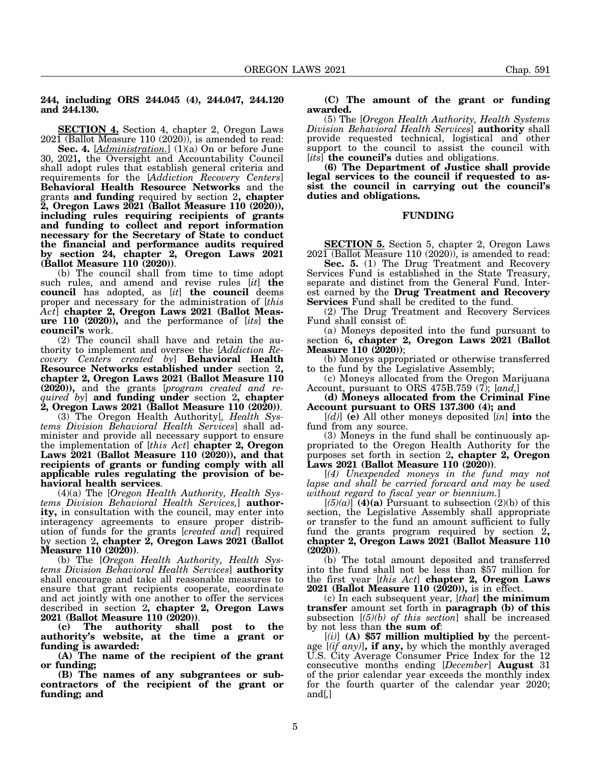**244, including ORS 244.045 (4), 244.047, 244.120 and 244.130.**

**SECTION 4.** Section 4, chapter 2, Oregon Laws 2021 (Ballot Measure 110 (2020)), is amended to read:

**Sec. 4.** [*Administration.*] (1)(a) On or before June 30, 2021**,** the Oversight and Accountability Council shall adopt rules that establish general criteria and requirements for the [*Addiction Recovery Centers*] **Behavioral Health Resource Networks** and the grants **and funding** required by section 2**, chapter 2, Oregon Laws 2021 (Ballot Measure 110 (2020)), including rules requiring recipients of grants and funding to collect and report information necessary for the Secretary of State to conduct the financial and performance audits required by section 24, chapter 2, Oregon Laws 2021 (Ballot Measure 110 (2020))**.

(b) The council shall from time to time adopt such rules, and amend and revise rules [*it*] **the council** has adopted, as [*it*] **the council** deems proper and necessary for the administration of [*this Act*] **chapter 2, Oregon Laws 2021 (Ballot Measure 110 (2020)),** and the performance of [*its*] **the council's** work.

(2) The council shall have and retain the authority to implement and oversee the [*Addiction Recovery Centers created by*] **Behavioral Health Resource Networks established under** section 2**, chapter 2, Oregon Laws 2021 (Ballot Measure 110 (2020)),** and the grants [*program created and required by*] **and funding under** section 2**, chapter 2, Oregon Laws 2021 (Ballot Measure 110 (2020))**.

(3) The Oregon Health Authority[*, Health Systems Division Behavioral Health Services*] shall administer and provide all necessary support to ensure the implementation of [*this Act*] **chapter 2, Oregon Laws 2021 (Ballot Measure 110 (2020)), and that recipients of grants or funding comply with all applicable rules regulating the provision of behavioral health services**.

(4)(a) The [*Oregon Health Authority, Health Systems Division Behavioral Health Services,*] **authority,** in consultation with the council, may enter into interagency agreements to ensure proper distribution of funds for the grants [*created and*] required by section 2**, chapter 2, Oregon Laws 2021 (Ballot Measure 110 (2020))**.

(b) The [*Oregon Health Authority, Health Systems Division Behavioral Health Services*] **authority** shall encourage and take all reasonable measures to ensure that grant recipients cooperate, coordinate and act jointly with one another to offer the services described in section 2**, chapter 2, Oregon Laws 2021 (Ballot Measure 110 (2020))**.

**(c) The authority shall post to the authority's website, at the time a grant or funding is awarded:**

**(A) The name of the recipient of the grant or funding;**

**(B) The names of any subgrantees or subcontractors of the recipient of the grant or funding; and**

**(C) The amount of the grant or funding awarded.**

(5) The [*Oregon Health Authority, Health Systems Division Behavioral Health Services*] **authority** shall provide requested technical, logistical and other support to the council to assist the council with [*its*] **the council's** duties and obligations.

**(6) The Department of Justice shall provide legal services to the council if requested to assist the council in carrying out the council's duties and obligations.**

## FUNDING

**SECTION 5.** Section 5, chapter 2, Oregon Laws 2021 (Ballot Measure 110 (2020)), is amended to read:

**Sec. 5.** (1) The Drug Treatment and Recovery Services Fund is established in the State Treasury, separate and distinct from the General Fund. Interest earned by the **Drug Treatment and Recovery Services** Fund shall be credited to the fund.

(2) The Drug Treatment and Recovery Services Fund shall consist of:

(a) Moneys deposited into the fund pursuant to section 6**, chapter 2, Oregon Laws 2021 (Ballot Measure 110 (2020))**;

(b) Moneys appropriated or otherwise transferred to the fund by the Legislative Assembly;

(c) Moneys allocated from the Oregon Marijuana Account, pursuant to ORS 475B.759 (7); [*and,*]

**(d) Moneys allocated from the Criminal Fine Account pursuant to ORS 137.300 (4); and**

[*(d)*] **(e)** All other moneys deposited [*in*] **into** the fund from any source.

(3) Moneys in the fund shall be continuously appropriated to the Oregon Health Authority for the purposes set forth in section 2**, chapter 2, Oregon Laws 2021 (Ballot Measure 110 (2020))**.

[*(4) Unexpended moneys in the fund may not lapse and shall be carried forward and may be used without regard to fiscal year or biennium.*]

[*(5)(a)*] **(4)(a)** Pursuant to subsection (2)(b) of this section, the Legislative Assembly shall appropriate or transfer to the fund an amount sufficient to fully fund the grants program required by section 2**, chapter 2, Oregon Laws 2021 (Ballot Measure 110 (2020))**.

(b) The total amount deposited and transferred into the fund shall not be less than $57 million for the first year [*this Act*] **chapter 2, Oregon Laws 2021 (Ballot Measure 110 (2020)),** is in effect.

(c) In each subsequent year, [*that*] **the minimum transfer** amount set forth in **paragraph (b) of this** subsection [*(5)(b) of this section*] shall be increased by not less than **the sum of**:

[*(i)*] **(A) $57 million multiplied by** the percentage [*(if any)*]**, if any,** by which the monthly averaged U.S. City Average Consumer Price Index for the 12 consecutive months ending [*December*] **August** 31 of the prior calendar year exceeds the monthly index for the fourth quarter of the calendar year 2020; and[*,*]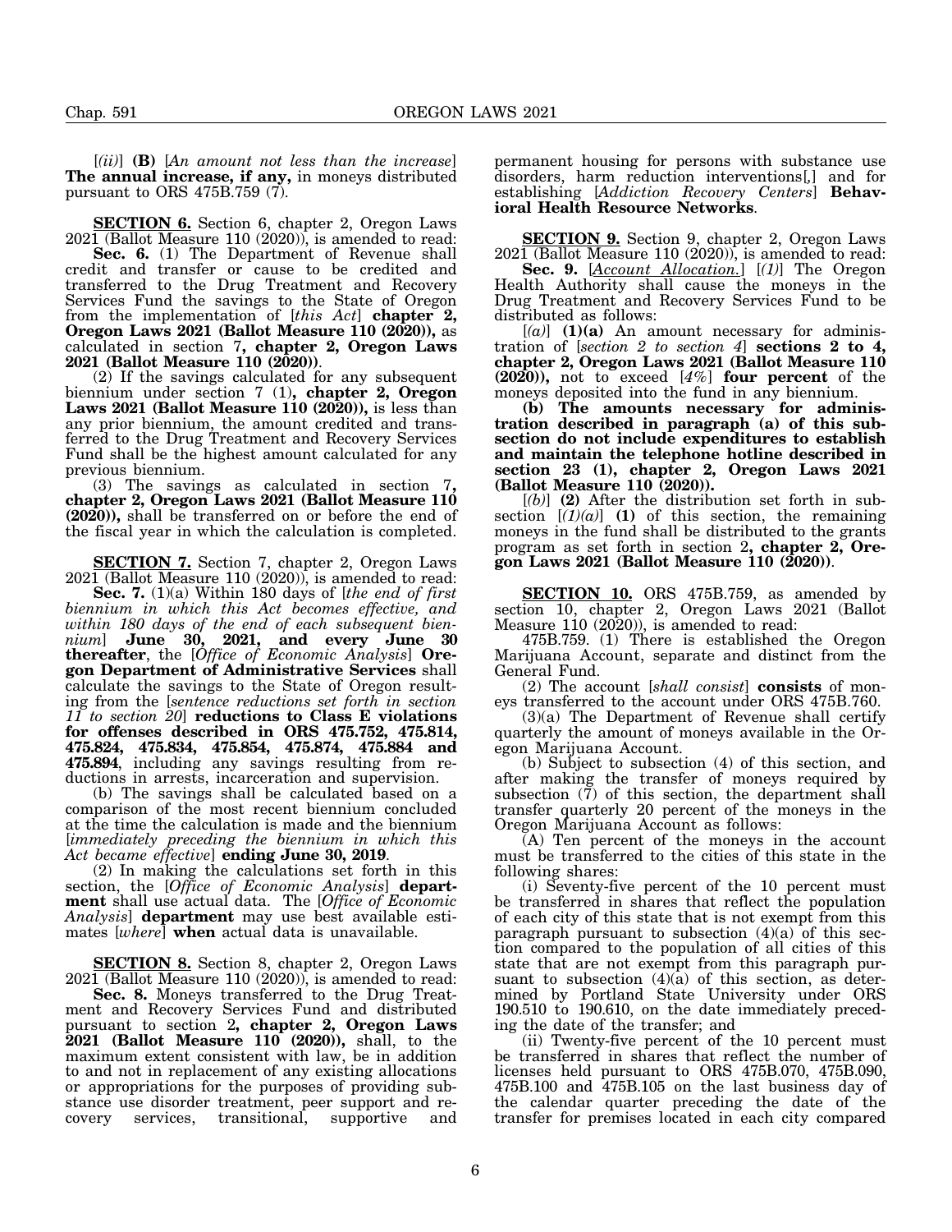[*(ii)*] **(B)** [*An amount not less than the increase*] **The annual increase, if any,** in moneys distributed pursuant to ORS 475B.759 (7).

**SECTION 6.** Section 6, chapter 2, Oregon Laws 2021 (Ballot Measure 110 (2020)), is amended to read:

**Sec. 6.** (1) The Department of Revenue shall credit and transfer or cause to be credited and transferred to the Drug Treatment and Recovery Services Fund the savings to the State of Oregon from the implementation of [*this Act*] **chapter 2, Oregon Laws 2021 (Ballot Measure 110 (2020)),** as calculated in section 7**, chapter 2, Oregon Laws 2021 (Ballot Measure 110 (2020))**.

(2) If the savings calculated for any subsequent biennium under section 7 (1)**, chapter 2, Oregon Laws 2021 (Ballot Measure 110 (2020)),** is less than any prior biennium, the amount credited and transferred to the Drug Treatment and Recovery Services Fund shall be the highest amount calculated for any previous biennium.

(3) The savings as calculated in section 7**, chapter 2, Oregon Laws 2021 (Ballot Measure 110 (2020)),** shall be transferred on or before the end of the fiscal year in which the calculation is completed.

**SECTION 7.** Section 7, chapter 2, Oregon Laws 2021 (Ballot Measure 110 (2020)), is amended to read:

**Sec. 7.** (1)(a) Within 180 days of [*the end of first biennium in which this Act becomes effective, and within 180 days of the end of each subsequent biennium*] **June 30, 2021, and every June 30 thereafter**, the [*Office of Economic Analysis*] **Oregon Department of Administrative Services** shall calculate the savings to the State of Oregon resulting from the [*sentence reductions set forth in section 11 to section 20*] **reductions to Class E violations for offenses described in ORS 475.752, 475.814, 475.824, 475.834, 475.854, 475.874, 475.884 and 475.894**, including any savings resulting from reductions in arrests, incarceration and supervision.

(b) The savings shall be calculated based on a comparison of the most recent biennium concluded at the time the calculation is made and the biennium [*immediately preceding the biennium in which this Act became effective*] **ending June 30, 2019**.

(2) In making the calculations set forth in this section, the [*Office of Economic Analysis*] **department** shall use actual data. The [*Office of Economic Analysis*] **department** may use best available estimates [*where*] **when** actual data is unavailable.

**SECTION 8.** Section 8, chapter 2, Oregon Laws 2021 (Ballot Measure 110 (2020)), is amended to read:

**Sec. 8.** Moneys transferred to the Drug Treatment and Recovery Services Fund and distributed pursuant to section 2**, chapter 2, Oregon Laws 2021 (Ballot Measure 110 (2020)),** shall, to the maximum extent consistent with law, be in addition to and not in replacement of any existing allocations or appropriations for the purposes of providing substance use disorder treatment, peer support and recovery services, transitional, supportive and permanent housing for persons with substance use disorders, harm reduction interventions[*,*] and for establishing [*Addiction Recovery Centers*] **Behavioral Health Resource Networks**.

**SECTION 9.** Section 9, chapter 2, Oregon Laws 2021 (Ballot Measure 110 (2020)), is amended to read:

**Sec. 9.** [*Account Allocation.*] [*(1)*] The Oregon Health Authority shall cause the moneys in the Drug Treatment and Recovery Services Fund to be distributed as follows:

[*(a)*] **(1)(a)** An amount necessary for administration of [*section 2 to section 4*] **sections 2 to 4, chapter 2, Oregon Laws 2021 (Ballot Measure 110 (2020)),** not to exceed [*4%*] **four percent** of the moneys deposited into the fund in any biennium.

**(b) The amounts necessary for administration described in paragraph (a) of this subsection do not include expenditures to establish and maintain the telephone hotline described in section 23 (1), chapter 2, Oregon Laws 2021 (Ballot Measure 110 (2020)).**

[*(b)*] **(2)** After the distribution set forth in subsection [*(1)(a)*] **(1)** of this section, the remaining moneys in the fund shall be distributed to the grants program as set forth in section 2**, chapter 2, Oregon Laws 2021 (Ballot Measure 110 (2020))**.

**SECTION 10.** ORS 475B.759, as amended by section 10, chapter 2, Oregon Laws 2021 (Ballot Measure 110 (2020)), is amended to read:

475B.759. (1) There is established the Oregon Marijuana Account, separate and distinct from the General Fund.

(2) The account [*shall consist*] **consists** of moneys transferred to the account under ORS 475B.760.

(3)(a) The Department of Revenue shall certify quarterly the amount of moneys available in the Oregon Marijuana Account.

(b) Subject to subsection (4) of this section, and after making the transfer of moneys required by subsection (7) of this section, the department shall transfer quarterly 20 percent of the moneys in the Oregon Marijuana Account as follows:

(A) Ten percent of the moneys in the account must be transferred to the cities of this state in the following shares:

(i) Seventy-five percent of the 10 percent must be transferred in shares that reflect the population of each city of this state that is not exempt from this paragraph pursuant to subsection (4)(a) of this section compared to the population of all cities of this state that are not exempt from this paragraph pursuant to subsection (4)(a) of this section, as determined by Portland State University under ORS 190.510 to 190.610, on the date immediately preceding the date of the transfer; and

(ii) Twenty-five percent of the 10 percent must be transferred in shares that reflect the number of licenses held pursuant to ORS 475B.070, 475B.090, 475B.100 and 475B.105 on the last business day of the calendar quarter preceding the date of the transfer for premises located in each city compared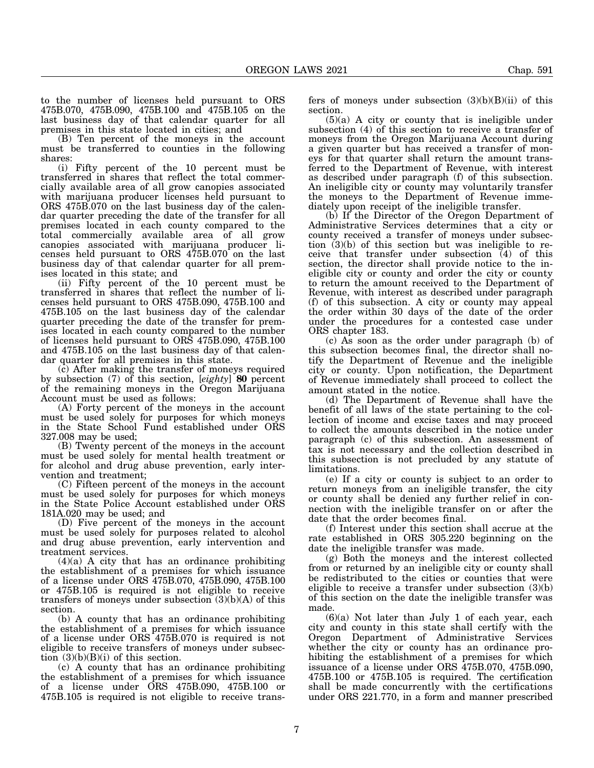to the number of licenses held pursuant to ORS 475B.070, 475B.090, 475B.100 and 475B.105 on the last business day of that calendar quarter for all premises in this state located in cities; and

(B) Ten percent of the moneys in the account must be transferred to counties in the following shares:

(i) Fifty percent of the 10 percent must be transferred in shares that reflect the total commercially available area of all grow canopies associated with marijuana producer licenses held pursuant to ORS 475B.070 on the last business day of the calendar quarter preceding the date of the transfer for all premises located in each county compared to the total commercially available area of all grow canopies associated with marijuana producer licenses held pursuant to ORS 475B.070 on the last business day of that calendar quarter for all premises located in this state; and

(ii) Fifty percent of the 10 percent must be transferred in shares that reflect the number of licenses held pursuant to ORS 475B.090, 475B.100 and 475B.105 on the last business day of the calendar quarter preceding the date of the transfer for premises located in each county compared to the number of licenses held pursuant to ORS 475B.090, 475B.100 and 475B.105 on the last business day of that calendar quarter for all premises in this state.

(c) After making the transfer of moneys required by subsection (7) of this section, [*eighty*] **80** percent of the remaining moneys in the Oregon Marijuana Account must be used as follows:

(A) Forty percent of the moneys in the account must be used solely for purposes for which moneys in the State School Fund established under ORS 327.008 may be used;

(B) Twenty percent of the moneys in the account must be used solely for mental health treatment or for alcohol and drug abuse prevention, early intervention and treatment;

(C) Fifteen percent of the moneys in the account must be used solely for purposes for which moneys in the State Police Account established under ORS 181A.020 may be used; and

(D) Five percent of the moneys in the account must be used solely for purposes related to alcohol and drug abuse prevention, early intervention and treatment services.

(4)(a) A city that has an ordinance prohibiting the establishment of a premises for which issuance of a license under ORS 475B.070, 475B.090, 475B.100 or 475B.105 is required is not eligible to receive transfers of moneys under subsection (3)(b)(A) of this section.

(b) A county that has an ordinance prohibiting the establishment of a premises for which issuance of a license under ORS 475B.070 is required is not eligible to receive transfers of moneys under subsection (3)(b)(B)(i) of this section.

(c) A county that has an ordinance prohibiting the establishment of a premises for which issuance of a license under ORS 475B.090, 475B.100 or 475B.105 is required is not eligible to receive transfers of moneys under subsection (3)(b)(B)(ii) of this section.

(5)(a) A city or county that is ineligible under subsection (4) of this section to receive a transfer of moneys from the Oregon Marijuana Account during a given quarter but has received a transfer of moneys for that quarter shall return the amount transferred to the Department of Revenue, with interest as described under paragraph (f) of this subsection. An ineligible city or county may voluntarily transfer the moneys to the Department of Revenue immediately upon receipt of the ineligible transfer.

(b) If the Director of the Oregon Department of Administrative Services determines that a city or county received a transfer of moneys under subsection (3)(b) of this section but was ineligible to receive that transfer under subsection (4) of this section, the director shall provide notice to the ineligible city or county and order the city or county to return the amount received to the Department of Revenue, with interest as described under paragraph (f) of this subsection. A city or county may appeal the order within 30 days of the date of the order under the procedures for a contested case under ORS chapter 183.

(c) As soon as the order under paragraph (b) of this subsection becomes final, the director shall notify the Department of Revenue and the ineligible city or county. Upon notification, the Department of Revenue immediately shall proceed to collect the amount stated in the notice.

(d) The Department of Revenue shall have the benefit of all laws of the state pertaining to the collection of income and excise taxes and may proceed to collect the amounts described in the notice under paragraph (c) of this subsection. An assessment of tax is not necessary and the collection described in this subsection is not precluded by any statute of limitations.

(e) If a city or county is subject to an order to return moneys from an ineligible transfer, the city or county shall be denied any further relief in connection with the ineligible transfer on or after the date that the order becomes final.

(f) Interest under this section shall accrue at the rate established in ORS 305.220 beginning on the date the ineligible transfer was made.

(g) Both the moneys and the interest collected from or returned by an ineligible city or county shall be redistributed to the cities or counties that were eligible to receive a transfer under subsection (3)(b) of this section on the date the ineligible transfer was made.

(6)(a) Not later than July 1 of each year, each city and county in this state shall certify with the Oregon Department of Administrative Services whether the city or county has an ordinance prohibiting the establishment of a premises for which issuance of a license under ORS 475B.070, 475B.090, 475B.100 or 475B.105 is required. The certification shall be made concurrently with the certifications under ORS 221.770, in a form and manner prescribed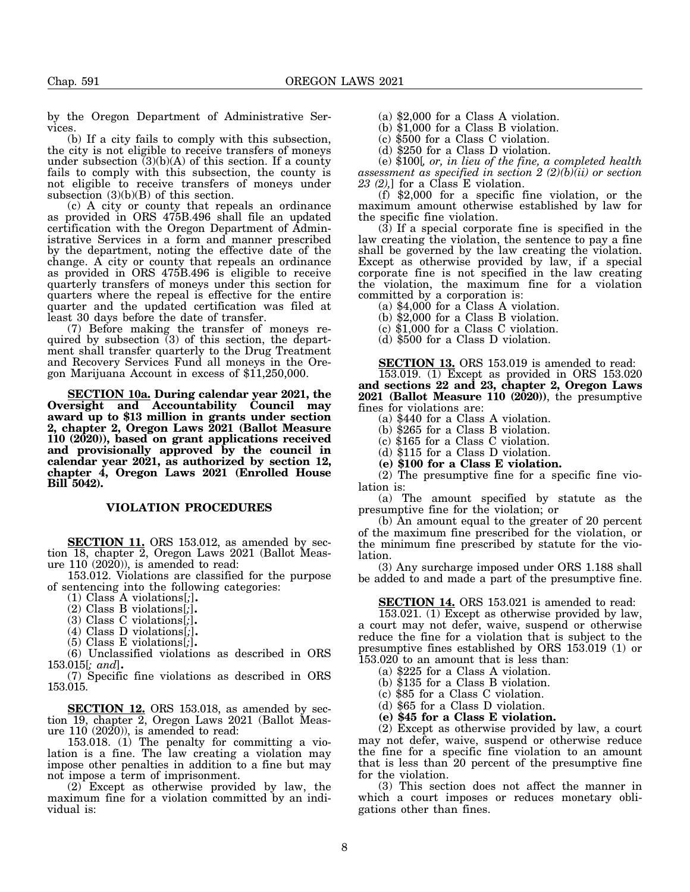by the Oregon Department of Administrative Services.

(b) If a city fails to comply with this subsection, the city is not eligible to receive transfers of moneys under subsection (3)(b)(A) of this section. If a county fails to comply with this subsection, the county is not eligible to receive transfers of moneys under subsection (3)(b)(B) of this section.

(c) A city or county that repeals an ordinance as provided in ORS 475B.496 shall file an updated certification with the Oregon Department of Administrative Services in a form and manner prescribed by the department, noting the effective date of the change. A city or county that repeals an ordinance as provided in ORS 475B.496 is eligible to receive quarterly transfers of moneys under this section for quarters where the repeal is effective for the entire quarter and the updated certification was filed at least 30 days before the date of transfer.

(7) Before making the transfer of moneys required by subsection (3) of this section, the department shall transfer quarterly to the Drug Treatment and Recovery Services Fund all moneys in the Oregon Marijuana Account in excess of $11,250,000.

**SECTION 10a. During calendar year 2021, the Oversight and Accountability Council may award up to $13 million in grants under section 2, chapter 2, Oregon Laws 2021 (Ballot Measure 110 (2020)), based on grant applications received and provisionally approved by the council in calendar year 2021, as authorized by section 12, chapter 4, Oregon Laws 2021 (Enrolled House Bill 5042).**

## VIOLATION PROCEDURES

**SECTION 11.** ORS 153.012, as amended by section 18, chapter 2, Oregon Laws 2021 (Ballot Measure 110 (2020)), is amended to read:

153.012. Violations are classified for the purpose of sentencing into the following categories:

(1) Class A violations[;]**.**

(2) Class B violations[;]**.**

(3) Class C violations[;]**.**

(4) Class D violations[;]**.**

(5) Class E violations[;]**.**

(6) Unclassified violations as described in ORS 153.015[*; and*]**.**

(7) Specific fine violations as described in ORS 153.015.

**SECTION 12.** ORS 153.018, as amended by section 19, chapter 2, Oregon Laws 2021 (Ballot Measure 110 (2020)), is amended to read:

153.018. (1) The penalty for committing a violation is a fine. The law creating a violation may impose other penalties in addition to a fine but may not impose a term of imprisonment.

(2) Except as otherwise provided by law, the maximum fine for a violation committed by an individual is:

(a) $2,000 for a Class A violation.

(b) $1,000 for a Class B violation.

(c) $500 for a Class C violation.

(d) $250 for a Class D violation.

(e) $100[*, or, in lieu of the fine, a completed health assessment as specified in section 2 (2)(b)(ii) or section 23 (2),*] for a Class E violation.

(f) $2,000 for a specific fine violation, or the maximum amount otherwise established by law for the specific fine violation.

(3) If a special corporate fine is specified in the law creating the violation, the sentence to pay a fine shall be governed by the law creating the violation. Except as otherwise provided by law, if a special corporate fine is not specified in the law creating the violation, the maximum fine for a violation committed by a corporation is:

(a) $4,000 for a Class A violation.

(b) $2,000 for a Class B violation.

(c) $1,000 for a Class C violation.

(d) $500 for a Class D violation.

**SECTION 13.** ORS 153.019 is amended to read:

153.019. (1) Except as provided in ORS 153.020 **and sections 22 and 23, chapter 2, Oregon Laws 2021 (Ballot Measure 110 (2020))**, the presumptive fines for violations are:

(a) $440 for a Class A violation.

(b) $265 for a Class B violation.

(c) $165 for a Class C violation.

(d) $115 for a Class D violation.

**(e) $100 for a Class E violation.**

(2) The presumptive fine for a specific fine violation is:

(a) The amount specified by statute as the presumptive fine for the violation; or

(b) An amount equal to the greater of 20 percent of the maximum fine prescribed for the violation, or the minimum fine prescribed by statute for the violation.

(3) Any surcharge imposed under ORS 1.188 shall be added to and made a part of the presumptive fine.

**SECTION 14.** ORS 153.021 is amended to read:

153.021. (1) Except as otherwise provided by law, a court may not defer, waive, suspend or otherwise reduce the fine for a violation that is subject to the presumptive fines established by ORS 153.019 (1) or 153.020 to an amount that is less than:

(a) $225 for a Class A violation.

(b) $135 for a Class B violation.

(c) $85 for a Class C violation.

(d) $65 for a Class D violation.

**(e) $45 for a Class E violation.**

(2) Except as otherwise provided by law, a court may not defer, waive, suspend or otherwise reduce the fine for a specific fine violation to an amount that is less than 20 percent of the presumptive fine for the violation.

(3) This section does not affect the manner in which a court imposes or reduces monetary obligations other than fines.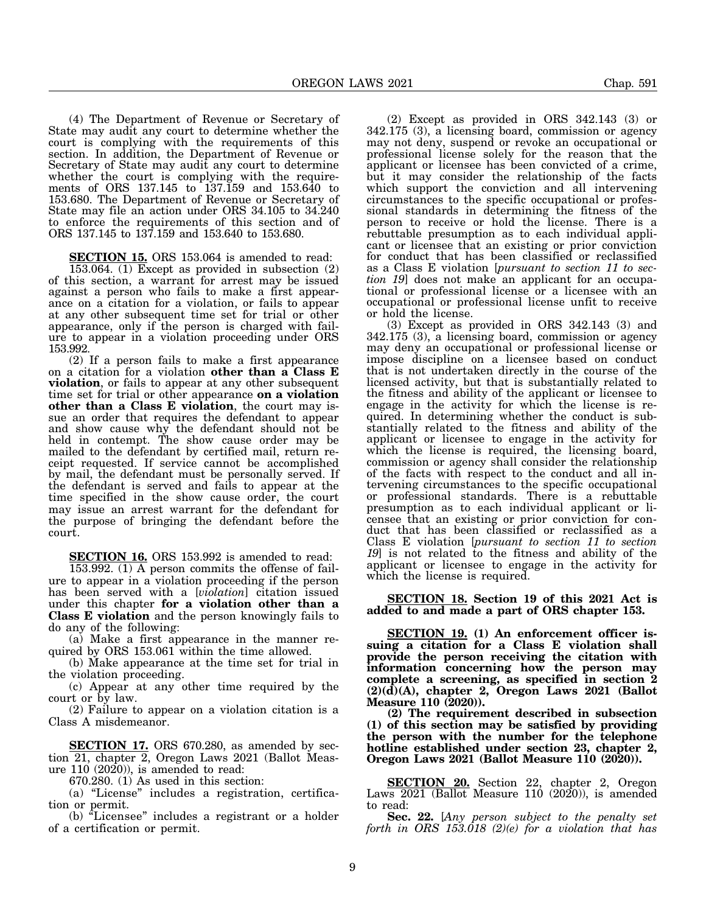(4) The Department of Revenue or Secretary of State may audit any court to determine whether the court is complying with the requirements of this section. In addition, the Department of Revenue or Secretary of State may audit any court to determine whether the court is complying with the requirements of ORS 137.145 to 137.159 and 153.640 to 153.680. The Department of Revenue or Secretary of State may file an action under ORS 34.105 to 34.240 to enforce the requirements of this section and of ORS 137.145 to 137.159 and 153.640 to 153.680.

**SECTION 15.** ORS 153.064 is amended to read:

153.064. (1) Except as provided in subsection (2) of this section, a warrant for arrest may be issued against a person who fails to make a first appearance on a citation for a violation, or fails to appear at any other subsequent time set for trial or other appearance, only if the person is charged with failure to appear in a violation proceeding under ORS 153.992.

(2) If a person fails to make a first appearance on a citation for a violation **other than a Class E violation**, or fails to appear at any other subsequent time set for trial or other appearance **on a violation other than a Class E violation**, the court may issue an order that requires the defendant to appear and show cause why the defendant should not be held in contempt. The show cause order may be mailed to the defendant by certified mail, return receipt requested. If service cannot be accomplished by mail, the defendant must be personally served. If the defendant is served and fails to appear at the time specified in the show cause order, the court may issue an arrest warrant for the defendant for the purpose of bringing the defendant before the court.

**SECTION 16.** ORS 153.992 is amended to read:

153.992. (1) A person commits the offense of failure to appear in a violation proceeding if the person has been served with a [*violation*] citation issued under this chapter **for a violation other than a Class E violation** and the person knowingly fails to do any of the following:

(a) Make a first appearance in the manner required by ORS 153.061 within the time allowed.

(b) Make appearance at the time set for trial in the violation proceeding.

(c) Appear at any other time required by the court or by law.

(2) Failure to appear on a violation citation is a Class A misdemeanor.

**SECTION 17.** ORS 670.280, as amended by section 21, chapter 2, Oregon Laws 2021 (Ballot Measure 110 (2020)), is amended to read:

670.280. (1) As used in this section:

(a) "License" includes a registration, certification or permit.

(b) "Licensee" includes a registrant or a holder of a certification or permit.

(2) Except as provided in ORS 342.143 (3) or 342.175 (3), a licensing board, commission or agency may not deny, suspend or revoke an occupational or professional license solely for the reason that the applicant or licensee has been convicted of a crime, but it may consider the relationship of the facts which support the conviction and all intervening circumstances to the specific occupational or professional standards in determining the fitness of the person to receive or hold the license. There is a rebuttable presumption as to each individual applicant or licensee that an existing or prior conviction for conduct that has been classified or reclassified as a Class E violation [*pursuant to section 11 to section 19*] does not make an applicant for an occupational or professional license or a licensee with an occupational or professional license unfit to receive or hold the license.

(3) Except as provided in ORS 342.143 (3) and 342.175 (3), a licensing board, commission or agency may deny an occupational or professional license or impose discipline on a licensee based on conduct that is not undertaken directly in the course of the licensed activity, but that is substantially related to the fitness and ability of the applicant or licensee to engage in the activity for which the license is required. In determining whether the conduct is substantially related to the fitness and ability of the applicant or licensee to engage in the activity for which the license is required, the licensing board, commission or agency shall consider the relationship of the facts with respect to the conduct and all intervening circumstances to the specific occupational or professional standards. There is a rebuttable presumption as to each individual applicant or licensee that an existing or prior conviction for conduct that has been classified or reclassified as a Class E violation [*pursuant to section 11 to section 19*] is not related to the fitness and ability of the applicant or licensee to engage in the activity for which the license is required.

**SECTION 18. Section 19 of this 2021 Act is added to and made a part of ORS chapter 153.**

**SECTION 19. (1) An enforcement officer issuing a citation for a Class E violation shall provide the person receiving the citation with information concerning how the person may complete a screening, as specified in section 2 (2)(d)(A), chapter 2, Oregon Laws 2021 (Ballot Measure 110 (2020)).**

**(2) The requirement described in subsection (1) of this section may be satisfied by providing the person with the number for the telephone hotline established under section 23, chapter 2, Oregon Laws 2021 (Ballot Measure 110 (2020)).**

**SECTION 20.** Section 22, chapter 2, Oregon Laws 2021 (Ballot Measure 110 (2020)), is amended to read:

**Sec. 22.** [*Any person subject to the penalty set forth in ORS 153.018 (2)(e) for a violation that has*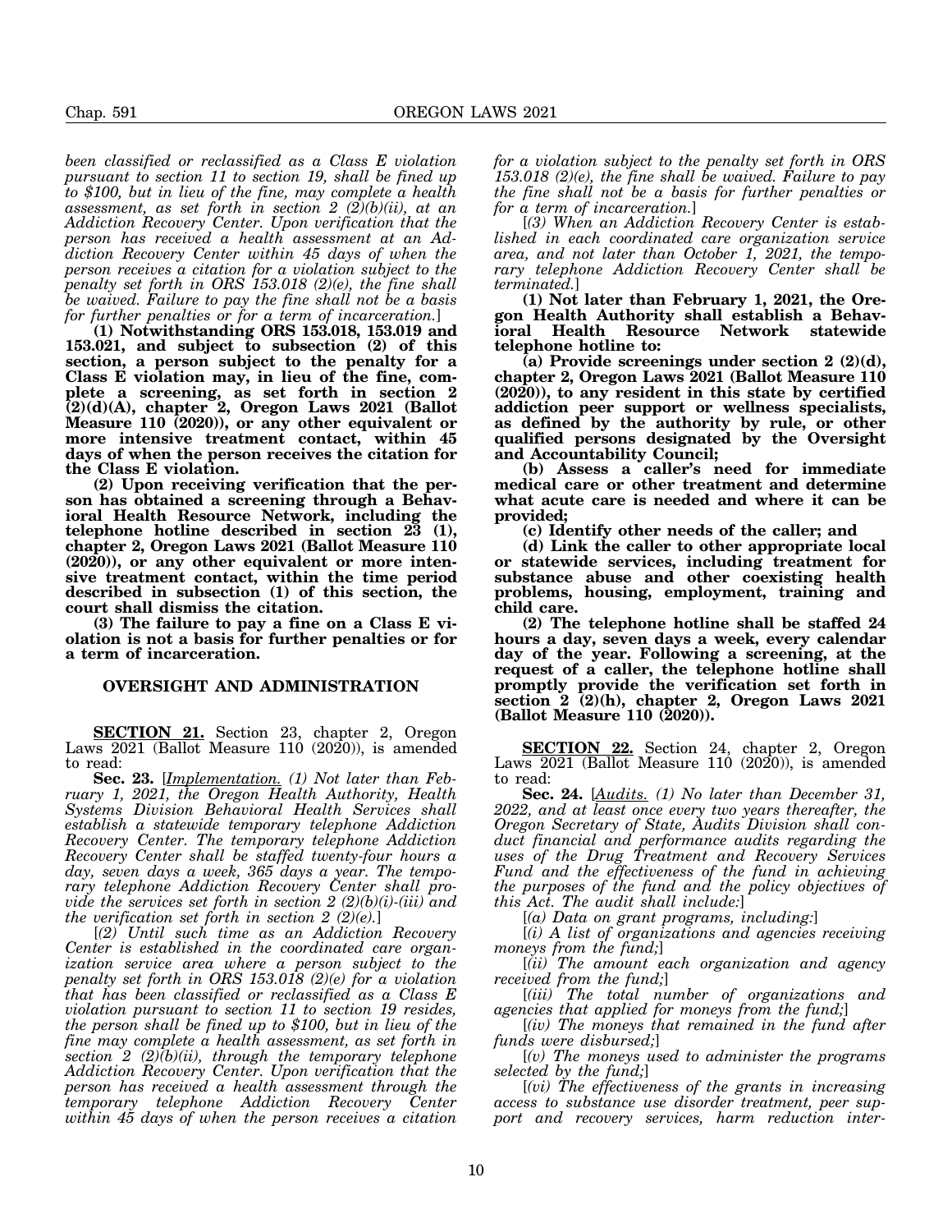*been classified or reclassified as a Class E violation pursuant to section 11 to section 19, shall be fined up to $100, but in lieu of the fine, may complete a health assessment, as set forth in section 2 (2)(b)(ii), at an Addiction Recovery Center. Upon verification that the person has received a health assessment at an Addiction Recovery Center within 45 days of when the person receives a citation for a violation subject to the penalty set forth in ORS 153.018 (2)(e), the fine shall be waived. Failure to pay the fine shall not be a basis for further penalties or for a term of incarceration.*]

**(1) Notwithstanding ORS 153.018, 153.019 and 153.021, and subject to subsection (2) of this section, a person subject to the penalty for a Class E violation may, in lieu of the fine, complete a screening, as set forth in section 2 (2)(d)(A), chapter 2, Oregon Laws 2021 (Ballot Measure 110 (2020)), or any other equivalent or more intensive treatment contact, within 45 days of when the person receives the citation for the Class E violation.**

**(2) Upon receiving verification that the person has obtained a screening through a Behavioral Health Resource Network, including the telephone hotline described in section 23 (1), chapter 2, Oregon Laws 2021 (Ballot Measure 110 (2020)), or any other equivalent or more intensive treatment contact, within the time period described in subsection (1) of this section, the court shall dismiss the citation.**

**(3) The failure to pay a fine on a Class E violation is not a basis for further penalties or for a term of incarceration.**

## OVERSIGHT AND ADMINISTRATION

**SECTION 21.** Section 23, chapter 2, Oregon Laws 2021 (Ballot Measure 110 (2020)), is amended to read:

**Sec. 23.** [*Implementation. (1) Not later than February 1, 2021, the Oregon Health Authority, Health Systems Division Behavioral Health Services shall establish a statewide temporary telephone Addiction Recovery Center. The temporary telephone Addiction Recovery Center shall be staffed twenty-four hours a day, seven days a week, 365 days a year. The temporary telephone Addiction Recovery Center shall provide the services set forth in section 2 (2)(b)(i)-(iii) and the verification set forth in section 2 (2)(e).*]

[*(2) Until such time as an Addiction Recovery Center is established in the coordinated care organization service area where a person subject to the penalty set forth in ORS 153.018 (2)(e) for a violation that has been classified or reclassified as a Class E violation pursuant to section 11 to section 19 resides, the person shall be fined up to $100, but in lieu of the fine may complete a health assessment, as set forth in section 2 (2)(b)(ii), through the temporary telephone Addiction Recovery Center. Upon verification that the person has received a health assessment through the temporary telephone Addiction Recovery Center within 45 days of when the person receives a citation for a violation subject to the penalty set forth in ORS 153.018 (2)(e), the fine shall be waived. Failure to pay the fine shall not be a basis for further penalties or for a term of incarceration.*]

[*(3) When an Addiction Recovery Center is established in each coordinated care organization service area, and not later than October 1, 2021, the temporary telephone Addiction Recovery Center shall be terminated.*]

**(1) Not later than February 1, 2021, the Oregon Health Authority shall establish a Behavioral Health Resource Network statewide telephone hotline to:**

**(a) Provide screenings under section 2 (2)(d), chapter 2, Oregon Laws 2021 (Ballot Measure 110 (2020)), to any resident in this state by certified addiction peer support or wellness specialists, as defined by the authority by rule, or other qualified persons designated by the Oversight and Accountability Council;**

**(b) Assess a caller's need for immediate medical care or other treatment and determine what acute care is needed and where it can be provided;**

**(c) Identify other needs of the caller; and**

**(d) Link the caller to other appropriate local or statewide services, including treatment for substance abuse and other coexisting health problems, housing, employment, training and child care.**

**(2) The telephone hotline shall be staffed 24 hours a day, seven days a week, every calendar day of the year. Following a screening, at the request of a caller, the telephone hotline shall promptly provide the verification set forth in section 2 (2)(h), chapter 2, Oregon Laws 2021 (Ballot Measure 110 (2020)).**

**SECTION 22.** Section 24, chapter 2, Oregon Laws 2021 (Ballot Measure 110 (2020)), is amended to read:

**Sec. 24.** [*Audits. (1) No later than December 31, 2022, and at least once every two years thereafter, the Oregon Secretary of State, Audits Division shall conduct financial and performance audits regarding the uses of the Drug Treatment and Recovery Services Fund and the effectiveness of the fund in achieving the purposes of the fund and the policy objectives of this Act. The audit shall include:*]

[*(a) Data on grant programs, including:*]

[*(i) A list of organizations and agencies receiving moneys from the fund;*]

[*(ii) The amount each organization and agency received from the fund;*]

[*(iii) The total number of organizations and agencies that applied for moneys from the fund;*]

[*(iv) The moneys that remained in the fund after funds were disbursed;*]

[*(v) The moneys used to administer the programs selected by the fund;*]

[*(vi) The effectiveness of the grants in increasing access to substance use disorder treatment, peer support and recovery services, harm reduction inter-*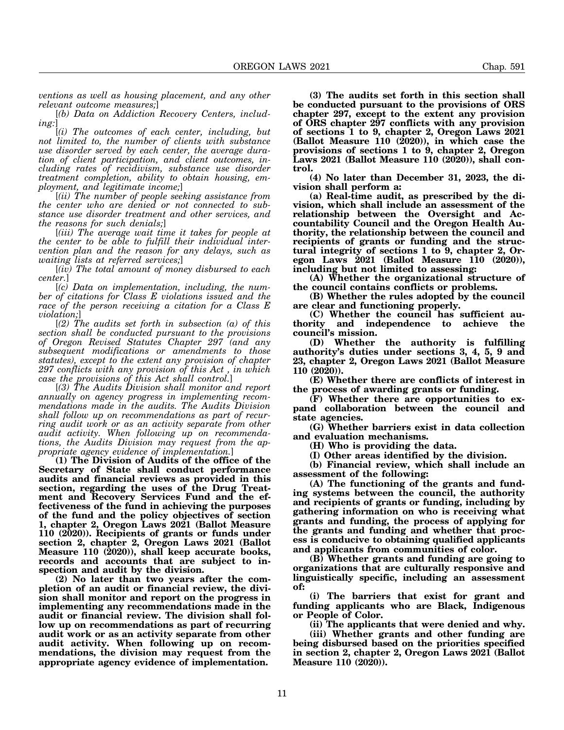*ventions as well as housing placement, and any other relevant outcome measures;*]

[*(b) Data on Addiction Recovery Centers, including:*]

[*(i) The outcomes of each center, including, but not limited to, the number of clients with substance use disorder served by each center, the average duration of client participation, and client outcomes, including rates of recidivism, substance use disorder treatment completion, ability to obtain housing, employment, and legitimate income;*]

[*(ii) The number of people seeking assistance from the center who are denied or not connected to substance use disorder treatment and other services, and the reasons for such denials;*]

[*(iii) The average wait time it takes for people at the center to be able to fulfill their individual intervention plan and the reason for any delays, such as waiting lists at referred services;*]

[*(iv) The total amount of money disbursed to each center.*]

[*(c) Data on implementation, including, the number of citations for Class E violations issued and the race of the person receiving a citation for a Class E violation;*]

[*(2) The audits set forth in subsection (a) of this section shall be conducted pursuant to the provisions of Oregon Revised Statutes Chapter 297 (and any subsequent modifications or amendments to those statutes), except to the extent any provision of chapter 297 conflicts with any provision of this Act , in which case the provisions of this Act shall control.*]

[*(3) The Audits Division shall monitor and report annually on agency progress in implementing recommendations made in the audits. The Audits Division shall follow up on recommendations as part of recurring audit work or as an activity separate from other audit activity. When following up on recommendations, the Audits Division may request from the appropriate agency evidence of implementation.*]

**(1) The Division of Audits of the office of the Secretary of State shall conduct performance audits and financial reviews as provided in this section, regarding the uses of the Drug Treatment and Recovery Services Fund and the effectiveness of the fund in achieving the purposes of the fund and the policy objectives of section 1, chapter 2, Oregon Laws 2021 (Ballot Measure 110 (2020)). Recipients of grants or funds under section 2, chapter 2, Oregon Laws 2021 (Ballot Measure 110 (2020)), shall keep accurate books, records and accounts that are subject to inspection and audit by the division.**

**(2) No later than two years after the completion of an audit or financial review, the division shall monitor and report on the progress in implementing any recommendations made in the audit or financial review. The division shall follow up on recommendations as part of recurring audit work or as an activity separate from other audit activity. When following up on recommendations, the division may request from the appropriate agency evidence of implementation.**

**(3) The audits set forth in this section shall be conducted pursuant to the provisions of ORS chapter 297, except to the extent any provision of ORS chapter 297 conflicts with any provision of sections 1 to 9, chapter 2, Oregon Laws 2021 (Ballot Measure 110 (2020)), in which case the provisions of sections 1 to 9, chapter 2, Oregon Laws 2021 (Ballot Measure 110 (2020)), shall control.**

**(4) No later than December 31, 2023, the division shall perform a:**

**(a) Real-time audit, as prescribed by the division, which shall include an assessment of the relationship between the Oversight and Accountability Council and the Oregon Health Authority, the relationship between the council and recipients of grants or funding and the structural integrity of sections 1 to 9, chapter 2, Oregon Laws 2021 (Ballot Measure 110 (2020)), including but not limited to assessing:**

**(A) Whether the organizational structure of the council contains conflicts or problems.**

**(B) Whether the rules adopted by the council are clear and functioning properly.**

**(C) Whether the council has sufficient authority and independence to achieve the council's mission.**

**(D) Whether the authority is fulfilling authority's duties under sections 3, 4, 5, 9 and 23, chapter 2, Oregon Laws 2021 (Ballot Measure 110 (2020)).**

**(E) Whether there are conflicts of interest in the process of awarding grants or funding.**

**(F) Whether there are opportunities to expand collaboration between the council and state agencies.**

**(G) Whether barriers exist in data collection and evaluation mechanisms.**

**(H) Who is providing the data.**

**(I) Other areas identified by the division.**

**(b) Financial review, which shall include an assessment of the following:**

**(A) The functioning of the grants and funding systems between the council, the authority and recipients of grants or funding, including by gathering information on who is receiving what grants and funding, the process of applying for the grants and funding and whether that process is conducive to obtaining qualified applicants and applicants from communities of color.**

**(B) Whether grants and funding are going to organizations that are culturally responsive and linguistically specific, including an assessment of:**

**(i) The barriers that exist for grant and funding applicants who are Black, Indigenous or People of Color.**

**(ii) The applicants that were denied and why.**

**(iii) Whether grants and other funding are being disbursed based on the priorities specified in section 2, chapter 2, Oregon Laws 2021 (Ballot Measure 110 (2020)).**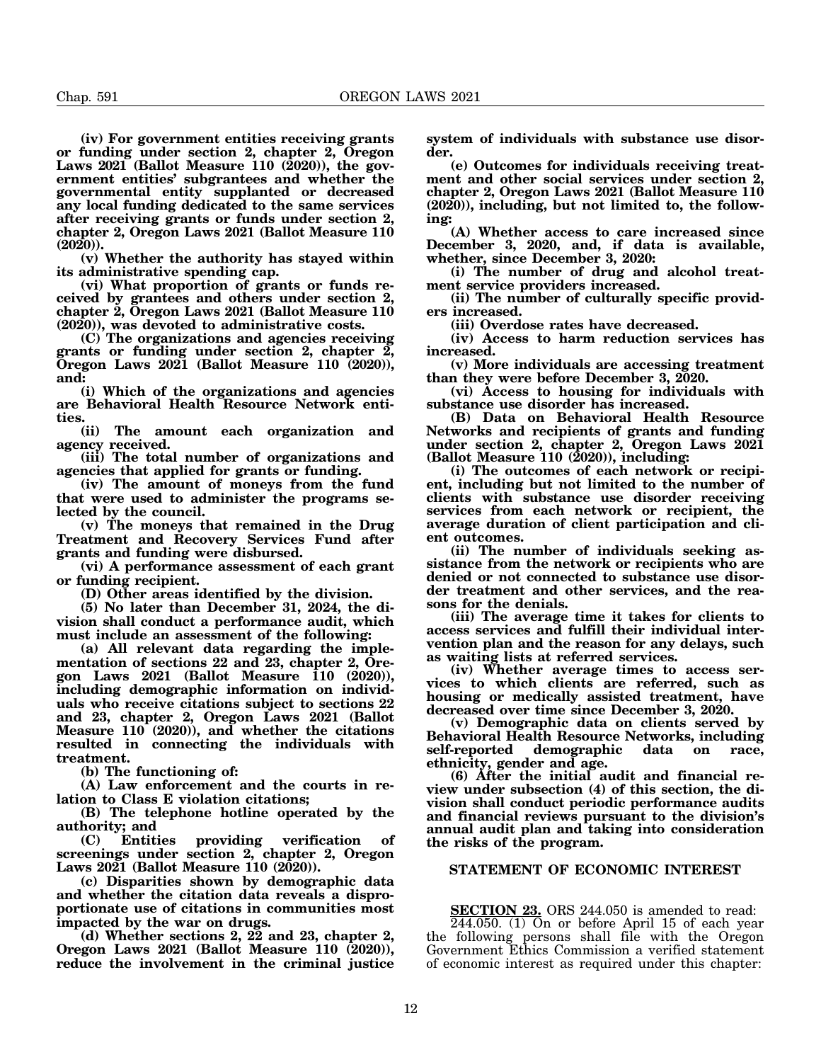**(iv) For government entities receiving grants or funding under section 2, chapter 2, Oregon Laws 2021 (Ballot Measure 110 (2020)), the government entities' subgrantees and whether the governmental entity supplanted or decreased any local funding dedicated to the same services after receiving grants or funds under section 2, chapter 2, Oregon Laws 2021 (Ballot Measure 110 (2020)).**

**(v) Whether the authority has stayed within its administrative spending cap.**

**(vi) What proportion of grants or funds received by grantees and others under section 2, chapter 2, Oregon Laws 2021 (Ballot Measure 110 (2020)), was devoted to administrative costs.**

**(C) The organizations and agencies receiving grants or funding under section 2, chapter 2, Oregon Laws 2021 (Ballot Measure 110 (2020)), and:**

**(i) Which of the organizations and agencies are Behavioral Health Resource Network entities.**

**(ii) The amount each organization and agency received.**

**(iii) The total number of organizations and agencies that applied for grants or funding.**

**(iv) The amount of moneys from the fund that were used to administer the programs selected by the council.**

**(v) The moneys that remained in the Drug Treatment and Recovery Services Fund after grants and funding were disbursed.**

**(vi) A performance assessment of each grant or funding recipient.**

**(D) Other areas identified by the division.**

**(5) No later than December 31, 2024, the division shall conduct a performance audit, which must include an assessment of the following:**

**(a) All relevant data regarding the implementation of sections 22 and 23, chapter 2, Oregon Laws 2021 (Ballot Measure 110 (2020)), including demographic information on individuals who receive citations subject to sections 22 and 23, chapter 2, Oregon Laws 2021 (Ballot Measure 110 (2020)), and whether the citations resulted in connecting the individuals with treatment.**

**(b) The functioning of:**

**(A) Law enforcement and the courts in relation to Class E violation citations;**

**(B) The telephone hotline operated by the authority; and**

**(C) Entities providing verification of screenings under section 2, chapter 2, Oregon Laws 2021 (Ballot Measure 110 (2020)).**

**(c) Disparities shown by demographic data and whether the citation data reveals a disproportionate use of citations in communities most impacted by the war on drugs.**

**(d) Whether sections 2, 22 and 23, chapter 2, Oregon Laws 2021 (Ballot Measure 110 (2020)), reduce the involvement in the criminal justice system of individuals with substance use disorder.**

**(e) Outcomes for individuals receiving treatment and other social services under section 2, chapter 2, Oregon Laws 2021 (Ballot Measure 110 (2020)), including, but not limited to, the following:**

**(A) Whether access to care increased since December 3, 2020, and, if data is available, whether, since December 3, 2020:**

**(i) The number of drug and alcohol treatment service providers increased.**

**(ii) The number of culturally specific providers increased.**

**(iii) Overdose rates have decreased.**

**(iv) Access to harm reduction services has increased.**

**(v) More individuals are accessing treatment than they were before December 3, 2020.**

**(vi) Access to housing for individuals with substance use disorder has increased.**

**(B) Data on Behavioral Health Resource Networks and recipients of grants and funding under section 2, chapter 2, Oregon Laws 2021 (Ballot Measure 110 (2020)), including:**

**(i) The outcomes of each network or recipient, including but not limited to the number of clients with substance use disorder receiving services from each network or recipient, the average duration of client participation and client outcomes.**

**(ii) The number of individuals seeking assistance from the network or recipients who are denied or not connected to substance use disorder treatment and other services, and the reasons for the denials.**

**(iii) The average time it takes for clients to access services and fulfill their individual intervention plan and the reason for any delays, such as waiting lists at referred services.**

**(iv) Whether average times to access services to which clients are referred, such as housing or medically assisted treatment, have decreased over time since December 3, 2020.**

**(v) Demographic data on clients served by Behavioral Health Resource Networks, including self-reported demographic data on race, ethnicity, gender and age.**

**(6) After the initial audit and financial review under subsection (4) of this section, the division shall conduct periodic performance audits and financial reviews pursuant to the division's annual audit plan and taking into consideration the risks of the program.**

## STATEMENT OF ECONOMIC INTEREST

**SECTION 23.** ORS 244.050 is amended to read:

244.050. (1) On or before April 15 of each year the following persons shall file with the Oregon Government Ethics Commission a verified statement of economic interest as required under this chapter: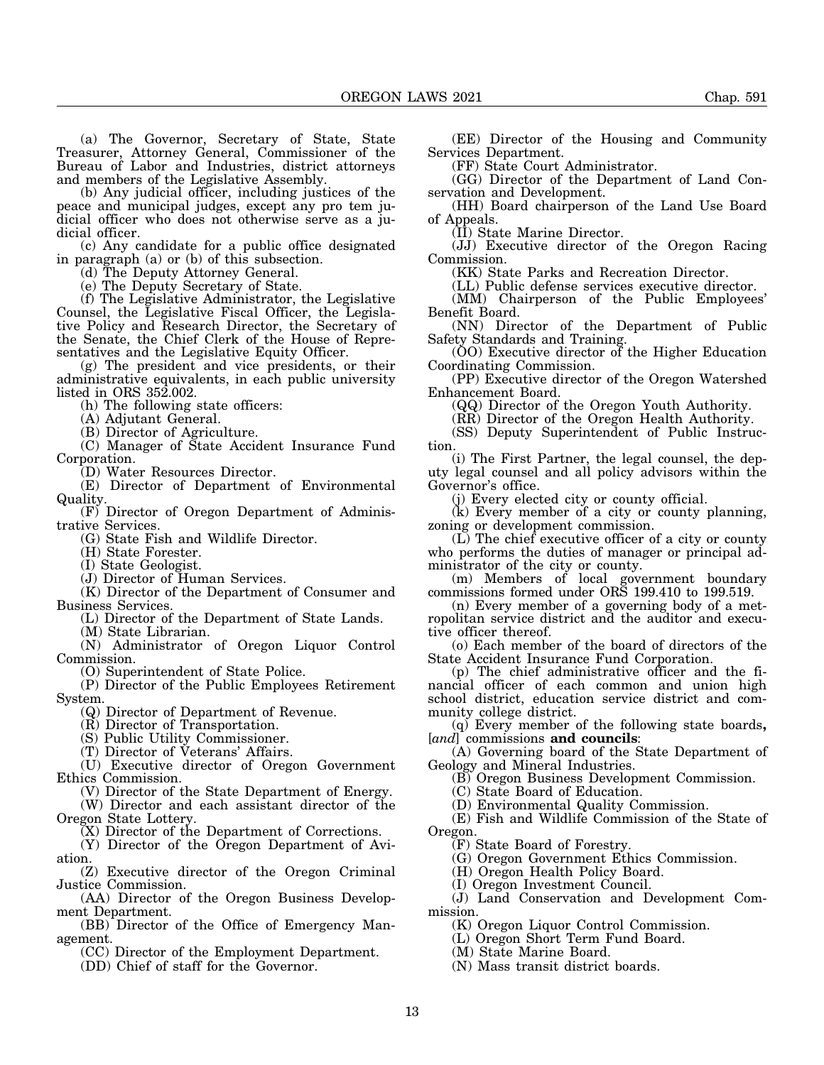(a) The Governor, Secretary of State, State Treasurer, Attorney General, Commissioner of the Bureau of Labor and Industries, district attorneys and members of the Legislative Assembly.

(b) Any judicial officer, including justices of the peace and municipal judges, except any pro tem judicial officer who does not otherwise serve as a judicial officer.

(c) Any candidate for a public office designated in paragraph (a) or (b) of this subsection.

(d) The Deputy Attorney General.

(e) The Deputy Secretary of State.

(f) The Legislative Administrator, the Legislative Counsel, the Legislative Fiscal Officer, the Legislative Policy and Research Director, the Secretary of the Senate, the Chief Clerk of the House of Representatives and the Legislative Equity Officer.

(g) The president and vice presidents, or their administrative equivalents, in each public university listed in ORS 352.002.

(h) The following state officers:

(A) Adjutant General.

(B) Director of Agriculture.

(C) Manager of State Accident Insurance Fund Corporation.

(D) Water Resources Director.

(E) Director of Department of Environmental Quality.

(F) Director of Oregon Department of Administrative Services.

(G) State Fish and Wildlife Director.

(H) State Forester.

(I) State Geologist.

(J) Director of Human Services.

(K) Director of the Department of Consumer and Business Services.

(L) Director of the Department of State Lands.

(M) State Librarian.

(N) Administrator of Oregon Liquor Control Commission.

(O) Superintendent of State Police.

(P) Director of the Public Employees Retirement System.

(Q) Director of Department of Revenue.

(R) Director of Transportation.

(S) Public Utility Commissioner.

(T) Director of Veterans' Affairs.

(U) Executive director of Oregon Government Ethics Commission.

(V) Director of the State Department of Energy.

(W) Director and each assistant director of the Oregon State Lottery.

(X) Director of the Department of Corrections.

(Y) Director of the Oregon Department of Aviation.

(Z) Executive director of the Oregon Criminal Justice Commission.

(AA) Director of the Oregon Business Development Department.

(BB) Director of the Office of Emergency Management.

(CC) Director of the Employment Department.

(DD) Chief of staff for the Governor.

(EE) Director of the Housing and Community Services Department.

(FF) State Court Administrator.

(GG) Director of the Department of Land Conservation and Development.

(HH) Board chairperson of the Land Use Board of Appeals.

(II) State Marine Director.

(JJ) Executive director of the Oregon Racing Commission.

(KK) State Parks and Recreation Director.

(LL) Public defense services executive director.

(MM) Chairperson of the Public Employees' Benefit Board.

(NN) Director of the Department of Public Safety Standards and Training.

(OO) Executive director of the Higher Education Coordinating Commission.

(PP) Executive director of the Oregon Watershed Enhancement Board.

(QQ) Director of the Oregon Youth Authority.

(RR) Director of the Oregon Health Authority.

(SS) Deputy Superintendent of Public Instruction.

(i) The First Partner, the legal counsel, the deputy legal counsel and all policy advisors within the Governor's office.

(j) Every elected city or county official.

(k) Every member of a city or county planning, zoning or development commission.

(L) The chief executive officer of a city or county who performs the duties of manager or principal administrator of the city or county.

(m) Members of local government boundary commissions formed under ORS 199.410 to 199.519.

(n) Every member of a governing body of a metropolitan service district and the auditor and executive officer thereof.

(o) Each member of the board of directors of the State Accident Insurance Fund Corporation.

(p) The chief administrative officer and the financial officer of each common and union high school district, education service district and community college district.

(q) Every member of the following state boards**,** [*and*] commissions **and councils**:

(A) Governing board of the State Department of Geology and Mineral Industries.

(B) Oregon Business Development Commission.

(C) State Board of Education.

(D) Environmental Quality Commission.

(E) Fish and Wildlife Commission of the State of Oregon.

(F) State Board of Forestry.

(G) Oregon Government Ethics Commission.

(H) Oregon Health Policy Board.

(I) Oregon Investment Council.

(J) Land Conservation and Development Commission.

(K) Oregon Liquor Control Commission.

(L) Oregon Short Term Fund Board.

(M) State Marine Board.

(N) Mass transit district boards.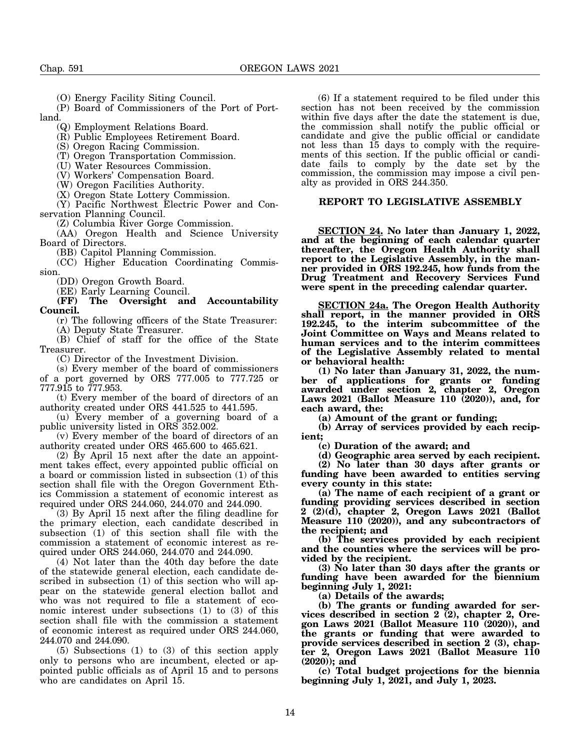(O) Energy Facility Siting Council.

(P) Board of Commissioners of the Port of Portland.

(Q) Employment Relations Board.

(R) Public Employees Retirement Board.

(S) Oregon Racing Commission.

(T) Oregon Transportation Commission.

(U) Water Resources Commission.

(V) Workers' Compensation Board.

(W) Oregon Facilities Authority.

(X) Oregon State Lottery Commission.

(Y) Pacific Northwest Electric Power and Conservation Planning Council.

(Z) Columbia River Gorge Commission.

(AA) Oregon Health and Science University Board of Directors.

(BB) Capitol Planning Commission.

(CC) Higher Education Coordinating Commission.

(DD) Oregon Growth Board.

(EE) Early Learning Council.

**(FF) The Oversight and Accountability Council.**

(r) The following officers of the State Treasurer:

(A) Deputy State Treasurer.

(B) Chief of staff for the office of the State Treasurer.

(C) Director of the Investment Division.

(s) Every member of the board of commissioners of a port governed by ORS 777.005 to 777.725 or 777.915 to 777.953.

(t) Every member of the board of directors of an authority created under ORS 441.525 to 441.595.

(u) Every member of a governing board of a public university listed in ORS 352.002.

(v) Every member of the board of directors of an authority created under ORS 465.600 to 465.621.

(2) By April 15 next after the date an appointment takes effect, every appointed public official on a board or commission listed in subsection (1) of this section shall file with the Oregon Government Ethics Commission a statement of economic interest as required under ORS 244.060, 244.070 and 244.090.

(3) By April 15 next after the filing deadline for the primary election, each candidate described in subsection (1) of this section shall file with the commission a statement of economic interest as required under ORS 244.060, 244.070 and 244.090.

(4) Not later than the 40th day before the date of the statewide general election, each candidate described in subsection (1) of this section who will appear on the statewide general election ballot and who was not required to file a statement of economic interest under subsections (1) to (3) of this section shall file with the commission a statement of economic interest as required under ORS 244.060, 244.070 and 244.090.

(5) Subsections (1) to (3) of this section apply only to persons who are incumbent, elected or appointed public officials as of April 15 and to persons who are candidates on April 15.

(6) If a statement required to be filed under this section has not been received by the commission within five days after the date the statement is due, the commission shall notify the public official or candidate and give the public official or candidate not less than 15 days to comply with the requirements of this section. If the public official or candidate fails to comply by the date set by the commission, the commission may impose a civil penalty as provided in ORS 244.350.

## REPORT TO LEGISLATIVE ASSEMBLY

**SECTION 24. No later than January 1, 2022, and at the beginning of each calendar quarter thereafter, the Oregon Health Authority shall report to the Legislative Assembly, in the manner provided in ORS 192.245, how funds from the Drug Treatment and Recovery Services Fund were spent in the preceding calendar quarter.**

**SECTION 24a. The Oregon Health Authority shall report, in the manner provided in ORS 192.245, to the interim subcommittee of the Joint Committee on Ways and Means related to human services and to the interim committees of the Legislative Assembly related to mental or behavioral health:**

**(1) No later than January 31, 2022, the number of applications for grants or funding awarded under section 2, chapter 2, Oregon Laws 2021 (Ballot Measure 110 (2020)), and, for each award, the:**

**(a) Amount of the grant or funding;**

**(b) Array of services provided by each recipient;**

**(c) Duration of the award; and**

**(d) Geographic area served by each recipient.**

**(2) No later than 30 days after grants or funding have been awarded to entities serving every county in this state:**

**(a) The name of each recipient of a grant or funding providing services described in section 2 (2)(d), chapter 2, Oregon Laws 2021 (Ballot Measure 110 (2020)), and any subcontractors of the recipient; and**

**(b) The services provided by each recipient and the counties where the services will be provided by the recipient.**

**(3) No later than 30 days after the grants or funding have been awarded for the biennium beginning July 1, 2021:**

**(a) Details of the awards;**

**(b) The grants or funding awarded for services described in section 2 (2), chapter 2, Oregon Laws 2021 (Ballot Measure 110 (2020)), and the grants or funding that were awarded to provide services described in section 2 (3), chapter 2, Oregon Laws 2021 (Ballot Measure 110 (2020)); and**

**(c) Total budget projections for the biennia beginning July 1, 2021, and July 1, 2023.**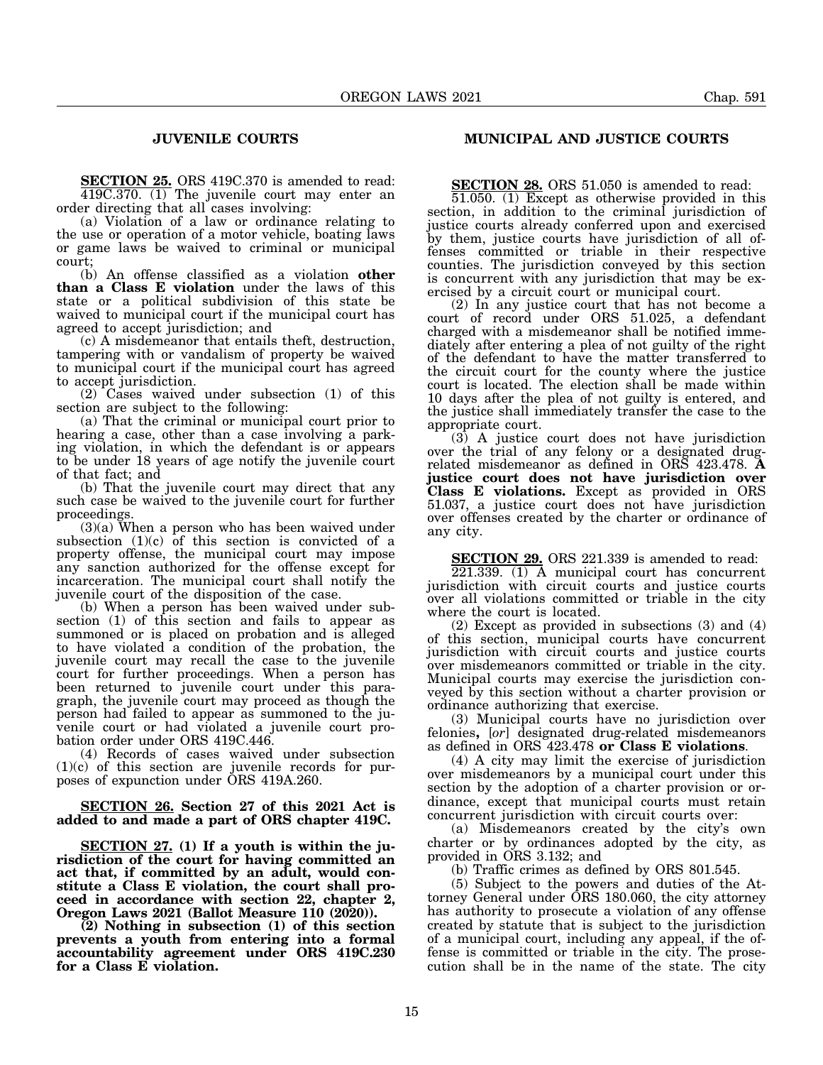## JUVENILE COURTS

**SECTION 25.** ORS 419C.370 is amended to read:

419C.370. (1) The juvenile court may enter an order directing that all cases involving:

(a) Violation of a law or ordinance relating to the use or operation of a motor vehicle, boating laws or game laws be waived to criminal or municipal court;

(b) An offense classified as a violation **other than a Class E violation** under the laws of this state or a political subdivision of this state be waived to municipal court if the municipal court has agreed to accept jurisdiction; and

(c) A misdemeanor that entails theft, destruction, tampering with or vandalism of property be waived to municipal court if the municipal court has agreed to accept jurisdiction.

(2) Cases waived under subsection (1) of this section are subject to the following:

(a) That the criminal or municipal court prior to hearing a case, other than a case involving a parking violation, in which the defendant is or appears to be under 18 years of age notify the juvenile court of that fact; and

(b) That the juvenile court may direct that any such case be waived to the juvenile court for further proceedings.

(3)(a) When a person who has been waived under subsection (1)(c) of this section is convicted of a property offense, the municipal court may impose any sanction authorized for the offense except for incarceration. The municipal court shall notify the juvenile court of the disposition of the case.

(b) When a person has been waived under subsection (1) of this section and fails to appear as summoned or is placed on probation and is alleged to have violated a condition of the probation, the juvenile court may recall the case to the juvenile court for further proceedings. When a person has been returned to juvenile court under this paragraph, the juvenile court may proceed as though the person had failed to appear as summoned to the juvenile court or had violated a juvenile court probation order under ORS 419C.446.

(4) Records of cases waived under subsection (1)(c) of this section are juvenile records for purposes of expunction under ORS 419A.260.

**SECTION 26. Section 27 of this 2021 Act is added to and made a part of ORS chapter 419C.**

**SECTION 27. (1) If a youth is within the jurisdiction of the court for having committed an act that, if committed by an adult, would constitute a Class E violation, the court shall proceed in accordance with section 22, chapter 2, Oregon Laws 2021 (Ballot Measure 110 (2020)).**

**(2) Nothing in subsection (1) of this section prevents a youth from entering into a formal accountability agreement under ORS 419C.230 for a Class E violation.**

## MUNICIPAL AND JUSTICE COURTS

**SECTION 28.** ORS 51.050 is amended to read:

51.050. (1) Except as otherwise provided in this section, in addition to the criminal jurisdiction of justice courts already conferred upon and exercised by them, justice courts have jurisdiction of all offenses committed or triable in their respective counties. The jurisdiction conveyed by this section is concurrent with any jurisdiction that may be exercised by a circuit court or municipal court.

(2) In any justice court that has not become a court of record under ORS 51.025, a defendant charged with a misdemeanor shall be notified immediately after entering a plea of not guilty of the right of the defendant to have the matter transferred to the circuit court for the county where the justice court is located. The election shall be made within 10 days after the plea of not guilty is entered, and the justice shall immediately transfer the case to the appropriate court.

(3) A justice court does not have jurisdiction over the trial of any felony or a designated drug-related misdemeanor as defined in ORS 423.478. **A justice court does not have jurisdiction over Class E violations.** Except as provided in ORS 51.037, a justice court does not have jurisdiction over offenses created by the charter or ordinance of any city.

**SECTION 29.** ORS 221.339 is amended to read:

221.339. (1) A municipal court has concurrent jurisdiction with circuit courts and justice courts over all violations committed or triable in the city where the court is located.

(2) Except as provided in subsections (3) and (4) of this section, municipal courts have concurrent jurisdiction with circuit courts and justice courts over misdemeanors committed or triable in the city. Municipal courts may exercise the jurisdiction conveyed by this section without a charter provision or ordinance authorizing that exercise.

(3) Municipal courts have no jurisdiction over felonies**,** [*or*] designated drug-related misdemeanors as defined in ORS 423.478 **or Class E violations**.

(4) A city may limit the exercise of jurisdiction over misdemeanors by a municipal court under this section by the adoption of a charter provision or ordinance, except that municipal courts must retain concurrent jurisdiction with circuit courts over:

(a) Misdemeanors created by the city's own charter or by ordinances adopted by the city, as provided in ORS 3.132; and

(b) Traffic crimes as defined by ORS 801.545.

(5) Subject to the powers and duties of the Attorney General under ORS 180.060, the city attorney has authority to prosecute a violation of any offense created by statute that is subject to the jurisdiction of a municipal court, including any appeal, if the offense is committed or triable in the city. The prosecution shall be in the name of the state. The city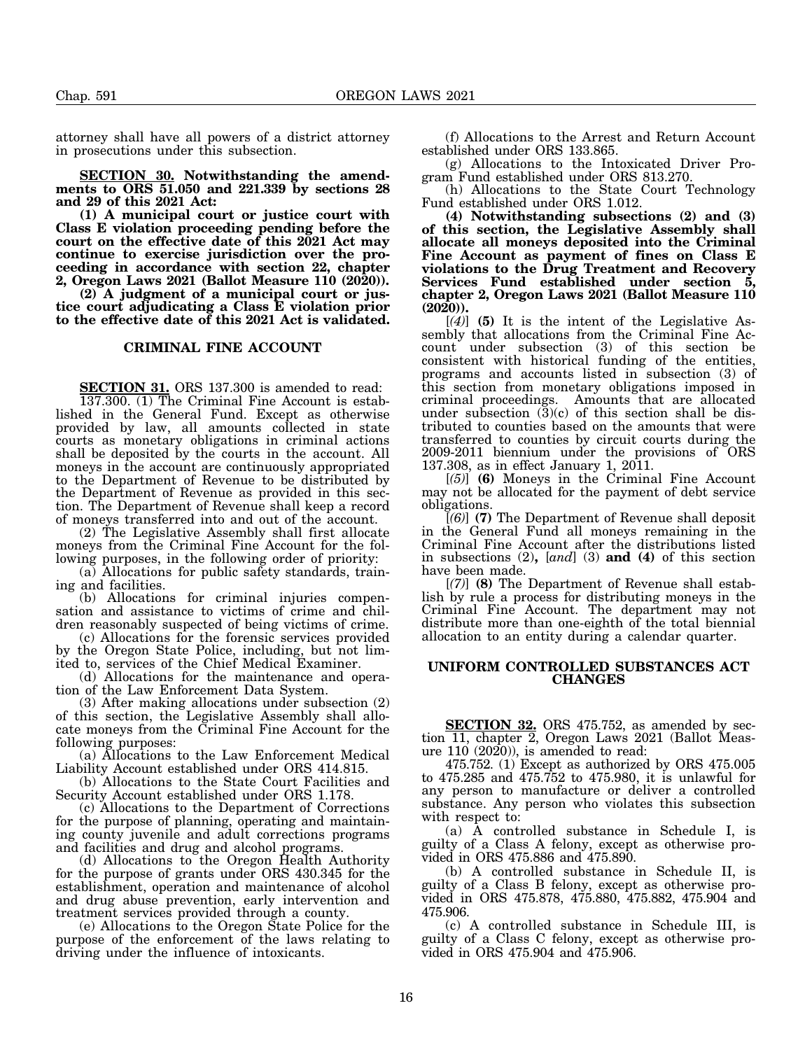attorney shall have all powers of a district attorney in prosecutions under this subsection.

**SECTION 30. Notwithstanding the amendments to ORS 51.050 and 221.339 by sections 28 and 29 of this 2021 Act:**

**(1) A municipal court or justice court with Class E violation proceeding pending before the court on the effective date of this 2021 Act may continue to exercise jurisdiction over the proceeding in accordance with section 22, chapter 2, Oregon Laws 2021 (Ballot Measure 110 (2020)).**

**(2) A judgment of a municipal court or justice court adjudicating a Class E violation prior to the effective date of this 2021 Act is validated.**

## CRIMINAL FINE ACCOUNT

**SECTION 31.** ORS 137.300 is amended to read:

137.300. (1) The Criminal Fine Account is established in the General Fund. Except as otherwise provided by law, all amounts collected in state courts as monetary obligations in criminal actions shall be deposited by the courts in the account. All moneys in the account are continuously appropriated to the Department of Revenue to be distributed by the Department of Revenue as provided in this section. The Department of Revenue shall keep a record of moneys transferred into and out of the account.

(2) The Legislative Assembly shall first allocate moneys from the Criminal Fine Account for the following purposes, in the following order of priority:

(a) Allocations for public safety standards, training and facilities.

(b) Allocations for criminal injuries compensation and assistance to victims of crime and children reasonably suspected of being victims of crime.

(c) Allocations for the forensic services provided by the Oregon State Police, including, but not limited to, services of the Chief Medical Examiner.

(d) Allocations for the maintenance and operation of the Law Enforcement Data System.

(3) After making allocations under subsection (2) of this section, the Legislative Assembly shall allocate moneys from the Criminal Fine Account for the following purposes:

(a) Allocations to the Law Enforcement Medical Liability Account established under ORS 414.815.

(b) Allocations to the State Court Facilities and Security Account established under ORS 1.178.

(c) Allocations to the Department of Corrections for the purpose of planning, operating and maintaining county juvenile and adult corrections programs and facilities and drug and alcohol programs.

(d) Allocations to the Oregon Health Authority for the purpose of grants under ORS 430.345 for the establishment, operation and maintenance of alcohol and drug abuse prevention, early intervention and treatment services provided through a county.

(e) Allocations to the Oregon State Police for the purpose of the enforcement of the laws relating to driving under the influence of intoxicants.

(f) Allocations to the Arrest and Return Account established under ORS 133.865.

(g) Allocations to the Intoxicated Driver Program Fund established under ORS 813.270.

(h) Allocations to the State Court Technology Fund established under ORS 1.012.

**(4) Notwithstanding subsections (2) and (3) of this section, the Legislative Assembly shall allocate all moneys deposited into the Criminal Fine Account as payment of fines on Class E violations to the Drug Treatment and Recovery Services Fund established under section 5, chapter 2, Oregon Laws 2021 (Ballot Measure 110 (2020)).**

[*(4)*] **(5)** It is the intent of the Legislative Assembly that allocations from the Criminal Fine Account under subsection (3) of this section be consistent with historical funding of the entities, programs and accounts listed in subsection (3) of this section from monetary obligations imposed in criminal proceedings. Amounts that are allocated under subsection (3)(c) of this section shall be distributed to counties based on the amounts that were transferred to counties by circuit courts during the 2009-2011 biennium under the provisions of ORS 137.308, as in effect January 1, 2011.

[*(5)*] **(6)** Moneys in the Criminal Fine Account may not be allocated for the payment of debt service obligations.

[*(6)*] **(7)** The Department of Revenue shall deposit in the General Fund all moneys remaining in the Criminal Fine Account after the distributions listed in subsections (2)**,** [*and*] (3) **and (4)** of this section have been made.

[*(7)*] **(8)** The Department of Revenue shall establish by rule a process for distributing moneys in the Criminal Fine Account. The department may not distribute more than one-eighth of the total biennial allocation to an entity during a calendar quarter.

## UNIFORM CONTROLLED SUBSTANCES ACT CHANGES

**SECTION 32.** ORS 475.752, as amended by section 11, chapter 2, Oregon Laws 2021 (Ballot Measure 110 (2020)), is amended to read:

475.752. (1) Except as authorized by ORS 475.005 to 475.285 and 475.752 to 475.980, it is unlawful for any person to manufacture or deliver a controlled substance. Any person who violates this subsection with respect to:

(a) A controlled substance in Schedule I, is guilty of a Class A felony, except as otherwise provided in ORS 475.886 and 475.890.

(b) A controlled substance in Schedule II, is guilty of a Class B felony, except as otherwise provided in ORS 475.878, 475.880, 475.882, 475.904 and 475.906.

(c) A controlled substance in Schedule III, is guilty of a Class C felony, except as otherwise provided in ORS 475.904 and 475.906.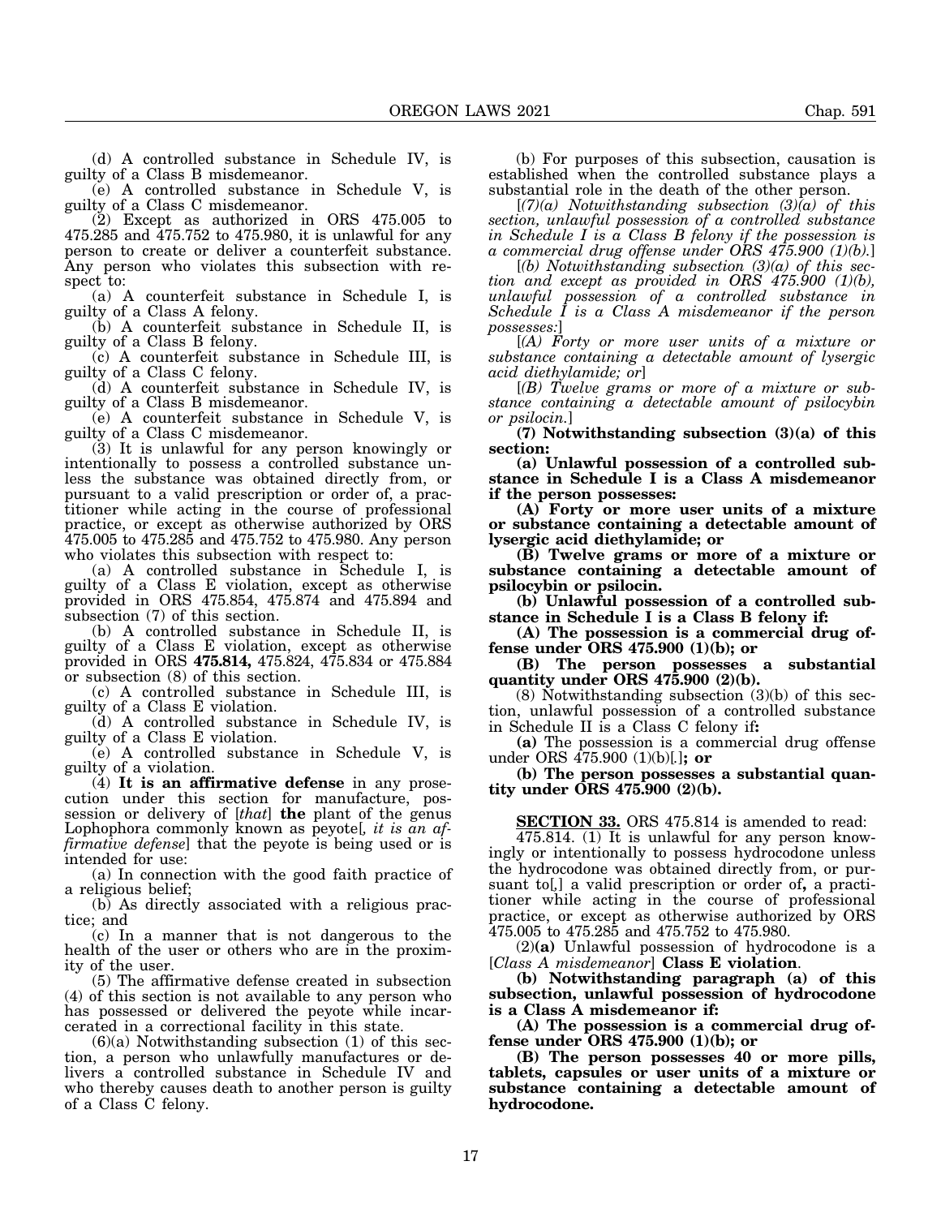(d) A controlled substance in Schedule IV, is guilty of a Class B misdemeanor.

(e) A controlled substance in Schedule V, is guilty of a Class C misdemeanor.

(2) Except as authorized in ORS 475.005 to 475.285 and 475.752 to 475.980, it is unlawful for any person to create or deliver a counterfeit substance. Any person who violates this subsection with respect to:

(a) A counterfeit substance in Schedule I, is guilty of a Class A felony.

(b) A counterfeit substance in Schedule II, is guilty of a Class B felony.

(c) A counterfeit substance in Schedule III, is guilty of a Class C felony.

(d) A counterfeit substance in Schedule IV, is guilty of a Class B misdemeanor.

(e) A counterfeit substance in Schedule V, is guilty of a Class C misdemeanor.

(3) It is unlawful for any person knowingly or intentionally to possess a controlled substance unless the substance was obtained directly from, or pursuant to a valid prescription or order of, a practitioner while acting in the course of professional practice, or except as otherwise authorized by ORS 475.005 to 475.285 and 475.752 to 475.980. Any person who violates this subsection with respect to:

(a) A controlled substance in Schedule I, is guilty of a Class E violation, except as otherwise provided in ORS 475.854, 475.874 and 475.894 and subsection (7) of this section.

(b) A controlled substance in Schedule II, is guilty of a Class E violation, except as otherwise provided in ORS **475.814,** 475.824, 475.834 or 475.884 or subsection (8) of this section.

(c) A controlled substance in Schedule III, is guilty of a Class E violation.

(d) A controlled substance in Schedule IV, is guilty of a Class E violation.

(e) A controlled substance in Schedule V, is guilty of a violation.

(4) **It is an affirmative defense** in any prosecution under this section for manufacture, possession or delivery of [*that*] **the** plant of the genus Lophophora commonly known as peyote[*, it is an affirmative defense*] that the peyote is being used or is intended for use:

(a) In connection with the good faith practice of a religious belief;

(b) As directly associated with a religious practice; and

(c) In a manner that is not dangerous to the health of the user or others who are in the proximity of the user.

(5) The affirmative defense created in subsection (4) of this section is not available to any person who has possessed or delivered the peyote while incarcerated in a correctional facility in this state.

(6)(a) Notwithstanding subsection (1) of this section, a person who unlawfully manufactures or delivers a controlled substance in Schedule IV and who thereby causes death to another person is guilty of a Class C felony.

(b) For purposes of this subsection, causation is established when the controlled substance plays a substantial role in the death of the other person.

[*(7)(a) Notwithstanding subsection (3)(a) of this section, unlawful possession of a controlled substance in Schedule I is a Class B felony if the possession is a commercial drug offense under ORS 475.900 (1)(b).*]

[*(b) Notwithstanding subsection (3)(a) of this section and except as provided in ORS 475.900 (1)(b), unlawful possession of a controlled substance in Schedule I is a Class A misdemeanor if the person possesses:*]

[*(A) Forty or more user units of a mixture or substance containing a detectable amount of lysergic acid diethylamide; or*]

[*(B) Twelve grams or more of a mixture or substance containing a detectable amount of psilocybin or psilocin.*]

**(7) Notwithstanding subsection (3)(a) of this section:**

**(a) Unlawful possession of a controlled substance in Schedule I is a Class A misdemeanor if the person possesses:**

**(A) Forty or more user units of a mixture or substance containing a detectable amount of lysergic acid diethylamide; or**

**(B) Twelve grams or more of a mixture or substance containing a detectable amount of psilocybin or psilocin.**

**(b) Unlawful possession of a controlled substance in Schedule I is a Class B felony if:**

**(A) The possession is a commercial drug offense under ORS 475.900 (1)(b); or**

**(B) The person possesses a substantial quantity under ORS 475.900 (2)(b).**

(8) Notwithstanding subsection (3)(b) of this section, unlawful possession of a controlled substance in Schedule II is a Class C felony if**:**

**(a)** The possession is a commercial drug offense under ORS 475.900 (1)(b)[*.*]**; or**

**(b) The person possesses a substantial quantity under ORS 475.900 (2)(b).**

**SECTION 33.** ORS 475.814 is amended to read:

475.814. (1) It is unlawful for any person knowingly or intentionally to possess hydrocodone unless the hydrocodone was obtained directly from, or pursuant to[*,*] a valid prescription or order of**,** a practitioner while acting in the course of professional practice, or except as otherwise authorized by ORS 475.005 to 475.285 and 475.752 to 475.980.

(2)**(a)** Unlawful possession of hydrocodone is a [*Class A misdemeanor*] **Class E violation**.

**(b) Notwithstanding paragraph (a) of this subsection, unlawful possession of hydrocodone is a Class A misdemeanor if:**

**(A) The possession is a commercial drug offense under ORS 475.900 (1)(b); or**

**(B) The person possesses 40 or more pills, tablets, capsules or user units of a mixture or substance containing a detectable amount of hydrocodone.**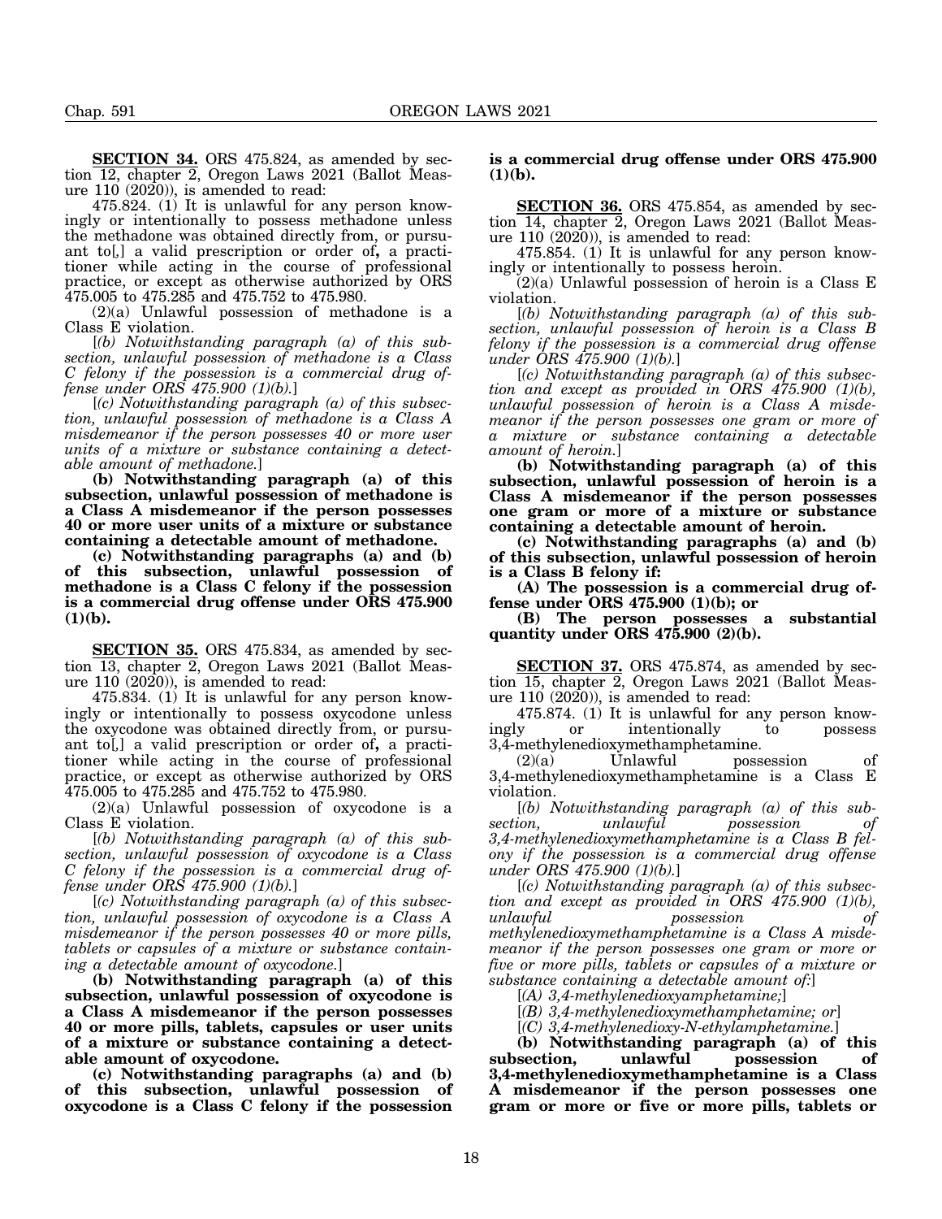**SECTION 34.** ORS 475.824, as amended by section 12, chapter 2, Oregon Laws 2021 (Ballot Measure 110 (2020)), is amended to read:

475.824. (1) It is unlawful for any person knowingly or intentionally to possess methadone unless the methadone was obtained directly from, or pursuant to[,] a valid prescription or order of**,** a practitioner while acting in the course of professional practice, or except as otherwise authorized by ORS 475.005 to 475.285 and 475.752 to 475.980.

(2)(a) Unlawful possession of methadone is a Class E violation.

[*(b) Notwithstanding paragraph (a) of this subsection, unlawful possession of methadone is a Class C felony if the possession is a commercial drug offense under ORS 475.900 (1)(b).*]

[*(c) Notwithstanding paragraph (a) of this subsection, unlawful possession of methadone is a Class A misdemeanor if the person possesses 40 or more user units of a mixture or substance containing a detectable amount of methadone.*]

**(b) Notwithstanding paragraph (a) of this subsection, unlawful possession of methadone is a Class A misdemeanor if the person possesses 40 or more user units of a mixture or substance containing a detectable amount of methadone.**

**(c) Notwithstanding paragraphs (a) and (b) of this subsection, unlawful possession of methadone is a Class C felony if the possession is a commercial drug offense under ORS 475.900 (1)(b).**

**SECTION 35.** ORS 475.834, as amended by section 13, chapter 2, Oregon Laws 2021 (Ballot Measure 110 (2020)), is amended to read:

475.834. (1) It is unlawful for any person knowingly or intentionally to possess oxycodone unless the oxycodone was obtained directly from, or pursuant to[,] a valid prescription or order of**,** a practitioner while acting in the course of professional practice, or except as otherwise authorized by ORS 475.005 to 475.285 and 475.752 to 475.980.

(2)(a) Unlawful possession of oxycodone is a Class E violation.

[*(b) Notwithstanding paragraph (a) of this subsection, unlawful possession of oxycodone is a Class C felony if the possession is a commercial drug offense under ORS 475.900 (1)(b).*]

[*(c) Notwithstanding paragraph (a) of this subsection, unlawful possession of oxycodone is a Class A misdemeanor if the person possesses 40 or more pills, tablets or capsules of a mixture or substance containing a detectable amount of oxycodone.*]

**(b) Notwithstanding paragraph (a) of this subsection, unlawful possession of oxycodone is a Class A misdemeanor if the person possesses 40 or more pills, tablets, capsules or user units of a mixture or substance containing a detectable amount of oxycodone.**

**(c) Notwithstanding paragraphs (a) and (b) of this subsection, unlawful possession of oxycodone is a Class C felony if the possession is a commercial drug offense under ORS 475.900 (1)(b).**

**SECTION 36.** ORS 475.854, as amended by section 14, chapter 2, Oregon Laws 2021 (Ballot Measure 110 (2020)), is amended to read:

475.854. (1) It is unlawful for any person knowingly or intentionally to possess heroin.

(2)(a) Unlawful possession of heroin is a Class E violation.

[*(b) Notwithstanding paragraph (a) of this subsection, unlawful possession of heroin is a Class B felony if the possession is a commercial drug offense under ORS 475.900 (1)(b).*]

[*(c) Notwithstanding paragraph (a) of this subsection and except as provided in ORS 475.900 (1)(b), unlawful possession of heroin is a Class A misdemeanor if the person possesses one gram or more of a mixture or substance containing a detectable amount of heroin.*]

**(b) Notwithstanding paragraph (a) of this subsection, unlawful possession of heroin is a Class A misdemeanor if the person possesses one gram or more of a mixture or substance containing a detectable amount of heroin.**

**(c) Notwithstanding paragraphs (a) and (b) of this subsection, unlawful possession of heroin is a Class B felony if:**

**(A) The possession is a commercial drug offense under ORS 475.900 (1)(b); or**

**(B) The person possesses a substantial quantity under ORS 475.900 (2)(b).**

**SECTION 37.** ORS 475.874, as amended by section 15, chapter 2, Oregon Laws 2021 (Ballot Measure 110 (2020)), is amended to read:

475.874. (1) It is unlawful for any person knowingly or intentionally to possess 3,4-methylenedioxymethamphetamine.

(2)(a) Unlawful possession of 3,4-methylenedioxymethamphetamine is a Class E violation.

[*(b) Notwithstanding paragraph (a) of this subsection, unlawful possession of 3,4-methylenedioxymethamphetamine is a Class B felony if the possession is a commercial drug offense under ORS 475.900 (1)(b).*]

[*(c) Notwithstanding paragraph (a) of this subsection and except as provided in ORS 475.900 (1)(b), unlawful possession of methylenedioxymethamphetamine is a Class A misdemeanor if the person possesses one gram or more or five or more pills, tablets or capsules of a mixture or substance containing a detectable amount of:*]

[*(A) 3,4-methylenedioxyamphetamine;*]

[*(B) 3,4-methylenedioxymethamphetamine; or*]

[*(C) 3,4-methylenedioxy-N-ethylamphetamine.*]

**(b) Notwithstanding paragraph (a) of this subsection, unlawful possession of 3,4-methylenedioxymethamphetamine is a Class A misdemeanor if the person possesses one gram or more or five or more pills, tablets or**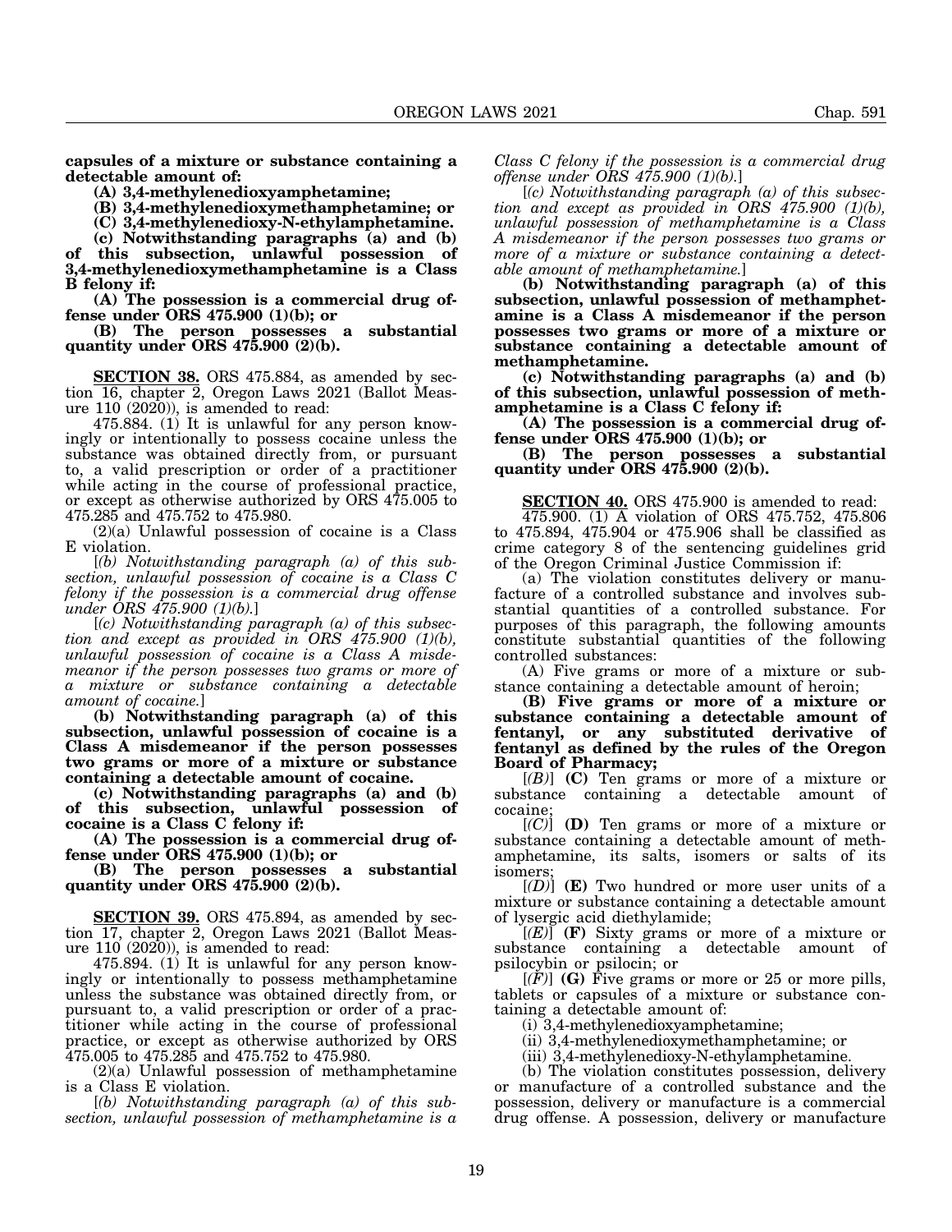**capsules of a mixture or substance containing a detectable amount of:**

**(A) 3,4-methylenedioxyamphetamine;**

**(B) 3,4-methylenedioxymethamphetamine; or**

**(C) 3,4-methylenedioxy-N-ethylamphetamine.**

**(c) Notwithstanding paragraphs (a) and (b) of this subsection, unlawful possession of 3,4-methylenedioxymethamphetamine is a Class B felony if:**

**(A) The possession is a commercial drug offense under ORS 475.900 (1)(b); or**

**(B) The person possesses a substantial quantity under ORS 475.900 (2)(b).**

**SECTION 38.** ORS 475.884, as amended by section 16, chapter 2, Oregon Laws 2021 (Ballot Measure 110 (2020)), is amended to read:

475.884. (1) It is unlawful for any person knowingly or intentionally to possess cocaine unless the substance was obtained directly from, or pursuant to, a valid prescription or order of a practitioner while acting in the course of professional practice, or except as otherwise authorized by ORS 475.005 to 475.285 and 475.752 to 475.980.

(2)(a) Unlawful possession of cocaine is a Class E violation.

[*(b) Notwithstanding paragraph (a) of this subsection, unlawful possession of cocaine is a Class C felony if the possession is a commercial drug offense under ORS 475.900 (1)(b).*]

[*(c) Notwithstanding paragraph (a) of this subsection and except as provided in ORS 475.900 (1)(b), unlawful possession of cocaine is a Class A misdemeanor if the person possesses two grams or more of a mixture or substance containing a detectable amount of cocaine.*]

**(b) Notwithstanding paragraph (a) of this subsection, unlawful possession of cocaine is a Class A misdemeanor if the person possesses two grams or more of a mixture or substance containing a detectable amount of cocaine.**

**(c) Notwithstanding paragraphs (a) and (b) of this subsection, unlawful possession of cocaine is a Class C felony if:**

**(A) The possession is a commercial drug offense under ORS 475.900 (1)(b); or**

**(B) The person possesses a substantial quantity under ORS 475.900 (2)(b).**

**SECTION 39.** ORS 475.894, as amended by section 17, chapter 2, Oregon Laws 2021 (Ballot Measure 110 (2020)), is amended to read:

475.894. (1) It is unlawful for any person knowingly or intentionally to possess methamphetamine unless the substance was obtained directly from, or pursuant to, a valid prescription or order of a practitioner while acting in the course of professional practice, or except as otherwise authorized by ORS 475.005 to 475.285 and 475.752 to 475.980.

(2)(a) Unlawful possession of methamphetamine is a Class E violation.

[*(b) Notwithstanding paragraph (a) of this subsection, unlawful possession of methamphetamine is a Class C felony if the possession is a commercial drug offense under ORS 475.900 (1)(b).*]

[*(c) Notwithstanding paragraph (a) of this subsection and except as provided in ORS 475.900 (1)(b), unlawful possession of methamphetamine is a Class A misdemeanor if the person possesses two grams or more of a mixture or substance containing a detectable amount of methamphetamine.*]

**(b) Notwithstanding paragraph (a) of this subsection, unlawful possession of methamphetamine is a Class A misdemeanor if the person possesses two grams or more of a mixture or substance containing a detectable amount of methamphetamine.**

**(c) Notwithstanding paragraphs (a) and (b) of this subsection, unlawful possession of methamphetamine is a Class C felony if:**

**(A) The possession is a commercial drug offense under ORS 475.900 (1)(b); or**

**(B) The person possesses a substantial quantity under ORS 475.900 (2)(b).**

**SECTION 40.** ORS 475.900 is amended to read:

475.900. (1) A violation of ORS 475.752, 475.806 to 475.894, 475.904 or 475.906 shall be classified as crime category 8 of the sentencing guidelines grid of the Oregon Criminal Justice Commission if:

(a) The violation constitutes delivery or manufacture of a controlled substance and involves substantial quantities of a controlled substance. For purposes of this paragraph, the following amounts constitute substantial quantities of the following controlled substances:

(A) Five grams or more of a mixture or substance containing a detectable amount of heroin;

**(B) Five grams or more of a mixture or substance containing a detectable amount of fentanyl, or any substituted derivative of fentanyl as defined by the rules of the Oregon Board of Pharmacy;**

[*(B)*] **(C)** Ten grams or more of a mixture or substance containing a detectable amount of cocaine;

[*(C)*] **(D)** Ten grams or more of a mixture or substance containing a detectable amount of methamphetamine, its salts, isomers or salts of its isomers;

[*(D)*] **(E)** Two hundred or more user units of a mixture or substance containing a detectable amount of lysergic acid diethylamide;

[*(E)*] **(F)** Sixty grams or more of a mixture or substance containing a detectable amount of psilocybin or psilocin; or

[*(F)*] **(G)** Five grams or more or 25 or more pills, tablets or capsules of a mixture or substance containing a detectable amount of:

(i) 3,4-methylenedioxyamphetamine;

(ii) 3,4-methylenedioxymethamphetamine; or

(iii) 3,4-methylenedioxy-N-ethylamphetamine.

(b) The violation constitutes possession, delivery or manufacture of a controlled substance and the possession, delivery or manufacture is a commercial drug offense. A possession, delivery or manufacture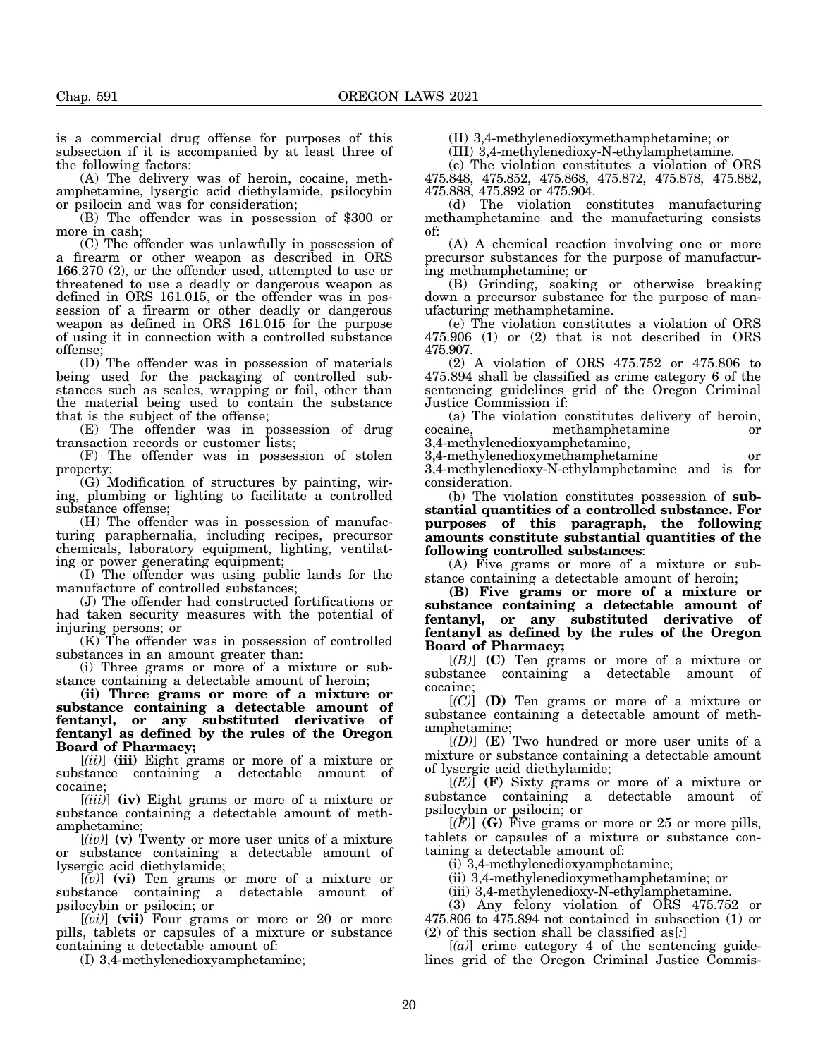is a commercial drug offense for purposes of this subsection if it is accompanied by at least three of the following factors:

(A) The delivery was of heroin, cocaine, methamphetamine, lysergic acid diethylamide, psilocybin or psilocin and was for consideration;

(B) The offender was in possession of $300 or more in cash;

(C) The offender was unlawfully in possession of a firearm or other weapon as described in ORS 166.270 (2), or the offender used, attempted to use or threatened to use a deadly or dangerous weapon as defined in ORS 161.015, or the offender was in possession of a firearm or other deadly or dangerous weapon as defined in ORS 161.015 for the purpose of using it in connection with a controlled substance offense;

(D) The offender was in possession of materials being used for the packaging of controlled substances such as scales, wrapping or foil, other than the material being used to contain the substance that is the subject of the offense;

(E) The offender was in possession of drug transaction records or customer lists;

(F) The offender was in possession of stolen property;

(G) Modification of structures by painting, wiring, plumbing or lighting to facilitate a controlled substance offense;

(H) The offender was in possession of manufacturing paraphernalia, including recipes, precursor chemicals, laboratory equipment, lighting, ventilating or power generating equipment;

(I) The offender was using public lands for the manufacture of controlled substances;

(J) The offender had constructed fortifications or had taken security measures with the potential of injuring persons; or

(K) The offender was in possession of controlled substances in an amount greater than:

(i) Three grams or more of a mixture or substance containing a detectable amount of heroin;

**(ii) Three grams or more of a mixture or substance containing a detectable amount of fentanyl, or any substituted derivative of fentanyl as defined by the rules of the Oregon Board of Pharmacy;**

[*(ii)*] **(iii)** Eight grams or more of a mixture or substance containing a detectable amount of cocaine;

[*(iii)*] **(iv)** Eight grams or more of a mixture or substance containing a detectable amount of methamphetamine;

[*(iv)*] **(v)** Twenty or more user units of a mixture or substance containing a detectable amount of lysergic acid diethylamide;

[*(v)*] **(vi)** Ten grams or more of a mixture or substance containing a detectable amount of psilocybin or psilocin; or

[*(vi)*] **(vii)** Four grams or more or 20 or more pills, tablets or capsules of a mixture or substance containing a detectable amount of:

(I) 3,4-methylenedioxyamphetamine;

(II) 3,4-methylenedioxymethamphetamine; or

(III) 3,4-methylenedioxy-N-ethylamphetamine.

(c) The violation constitutes a violation of ORS 475.848, 475.852, 475.868, 475.872, 475.878, 475.882, 475.888, 475.892 or 475.904.

(d) The violation constitutes manufacturing methamphetamine and the manufacturing consists of:

(A) A chemical reaction involving one or more precursor substances for the purpose of manufacturing methamphetamine; or

(B) Grinding, soaking or otherwise breaking down a precursor substance for the purpose of manufacturing methamphetamine.

(e) The violation constitutes a violation of ORS 475.906 (1) or (2) that is not described in ORS 475.907.

(2) A violation of ORS 475.752 or 475.806 to 475.894 shall be classified as crime category 6 of the sentencing guidelines grid of the Oregon Criminal Justice Commission if:

(a) The violation constitutes delivery of heroin, cocaine, methamphetamine or 3,4-methylenedioxyamphetamine, 3,4-methylenedioxymethamphetamine or 3,4-methylenedioxy-N-ethylamphetamine and is for consideration.

(b) The violation constitutes possession of **substantial quantities of a controlled substance. For purposes of this paragraph, the following amounts constitute substantial quantities of the following controlled substances**:

(A) Five grams or more of a mixture or substance containing a detectable amount of heroin;

**(B) Five grams or more of a mixture or substance containing a detectable amount of fentanyl, or any substituted derivative of fentanyl as defined by the rules of the Oregon Board of Pharmacy;**

[*(B)*] **(C)** Ten grams or more of a mixture or substance containing a detectable amount of cocaine;

[*(C)*] **(D)** Ten grams or more of a mixture or substance containing a detectable amount of methamphetamine;

[*(D)*] **(E)** Two hundred or more user units of a mixture or substance containing a detectable amount of lysergic acid diethylamide;

[*(E)*] **(F)** Sixty grams or more of a mixture or substance containing a detectable amount of psilocybin or psilocin; or

[*(F)*] **(G)** Five grams or more or 25 or more pills, tablets or capsules of a mixture or substance containing a detectable amount of:

(i) 3,4-methylenedioxyamphetamine;

(ii) 3,4-methylenedioxymethamphetamine; or

(iii) 3,4-methylenedioxy-N-ethylamphetamine.

(3) Any felony violation of ORS 475.752 or 475.806 to 475.894 not contained in subsection (1) or (2) of this section shall be classified as[*:*]

[*(a)*] crime category 4 of the sentencing guidelines grid of the Oregon Criminal Justice Commis-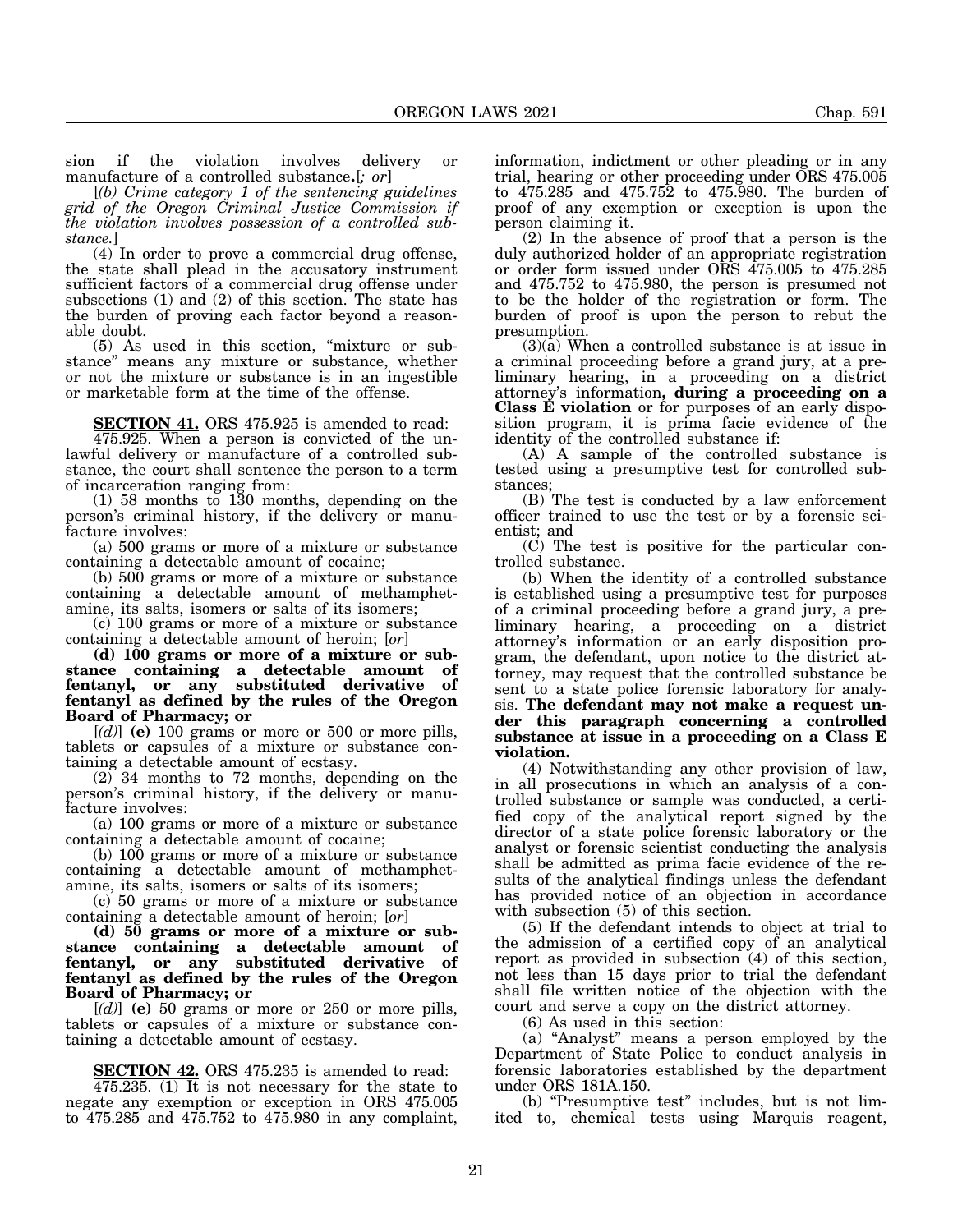sion if the violation involves delivery or manufacture of a controlled substance**.**[*; or*]

[*(b) Crime category 1 of the sentencing guidelines grid of the Oregon Criminal Justice Commission if the violation involves possession of a controlled substance.*]

(4) In order to prove a commercial drug offense, the state shall plead in the accusatory instrument sufficient factors of a commercial drug offense under subsections (1) and (2) of this section. The state has the burden of proving each factor beyond a reasonable doubt.

(5) As used in this section, "mixture or substance" means any mixture or substance, whether or not the mixture or substance is in an ingestible or marketable form at the time of the offense.

**SECTION 41.** ORS 475.925 is amended to read:

475.925. When a person is convicted of the unlawful delivery or manufacture of a controlled substance, the court shall sentence the person to a term of incarceration ranging from:

(1) 58 months to 130 months, depending on the person's criminal history, if the delivery or manufacture involves:

(a) 500 grams or more of a mixture or substance containing a detectable amount of cocaine;

(b) 500 grams or more of a mixture or substance containing a detectable amount of methamphetamine, its salts, isomers or salts of its isomers;

(c) 100 grams or more of a mixture or substance containing a detectable amount of heroin; [*or*]

**(d) 100 grams or more of a mixture or substance containing a detectable amount of fentanyl, or any substituted derivative of fentanyl as defined by the rules of the Oregon Board of Pharmacy; or**

[*(d)*] **(e)** 100 grams or more or 500 or more pills, tablets or capsules of a mixture or substance containing a detectable amount of ecstasy.

(2) 34 months to 72 months, depending on the person's criminal history, if the delivery or manufacture involves:

(a) 100 grams or more of a mixture or substance containing a detectable amount of cocaine;

(b) 100 grams or more of a mixture or substance containing a detectable amount of methamphetamine, its salts, isomers or salts of its isomers;

(c) 50 grams or more of a mixture or substance containing a detectable amount of heroin; [*or*]

**(d) 50 grams or more of a mixture or substance containing a detectable amount of fentanyl, or any substituted derivative of fentanyl as defined by the rules of the Oregon Board of Pharmacy; or**

[*(d)*] **(e)** 50 grams or more or 250 or more pills, tablets or capsules of a mixture or substance containing a detectable amount of ecstasy.

**SECTION 42.** ORS 475.235 is amended to read:

475.235. (1) It is not necessary for the state to negate any exemption or exception in ORS 475.005 to 475.285 and 475.752 to 475.980 in any complaint, information, indictment or other pleading or in any trial, hearing or other proceeding under ORS 475.005 to 475.285 and 475.752 to 475.980. The burden of proof of any exemption or exception is upon the person claiming it.

(2) In the absence of proof that a person is the duly authorized holder of an appropriate registration or order form issued under ORS 475.005 to 475.285 and 475.752 to 475.980, the person is presumed not to be the holder of the registration or form. The burden of proof is upon the person to rebut the presumption.

(3)(a) When a controlled substance is at issue in a criminal proceeding before a grand jury, at a preliminary hearing, in a proceeding on a district attorney's information**, during a proceeding on a Class E violation** or for purposes of an early disposition program, it is prima facie evidence of the identity of the controlled substance if:

(A) A sample of the controlled substance is tested using a presumptive test for controlled substances;

(B) The test is conducted by a law enforcement officer trained to use the test or by a forensic scientist; and

(C) The test is positive for the particular controlled substance.

(b) When the identity of a controlled substance is established using a presumptive test for purposes of a criminal proceeding before a grand jury, a preliminary hearing, a proceeding on a district attorney's information or an early disposition program, the defendant, upon notice to the district attorney, may request that the controlled substance be sent to a state police forensic laboratory for analysis. **The defendant may not make a request under this paragraph concerning a controlled substance at issue in a proceeding on a Class E violation.**

(4) Notwithstanding any other provision of law, in all prosecutions in which an analysis of a controlled substance or sample was conducted, a certified copy of the analytical report signed by the director of a state police forensic laboratory or the analyst or forensic scientist conducting the analysis shall be admitted as prima facie evidence of the results of the analytical findings unless the defendant has provided notice of an objection in accordance with subsection (5) of this section.

(5) If the defendant intends to object at trial to the admission of a certified copy of an analytical report as provided in subsection (4) of this section, not less than 15 days prior to trial the defendant shall file written notice of the objection with the court and serve a copy on the district attorney.

(6) As used in this section:

(a) "Analyst" means a person employed by the Department of State Police to conduct analysis in forensic laboratories established by the department under ORS 181A.150.

(b) "Presumptive test" includes, but is not limited to, chemical tests using Marquis reagent,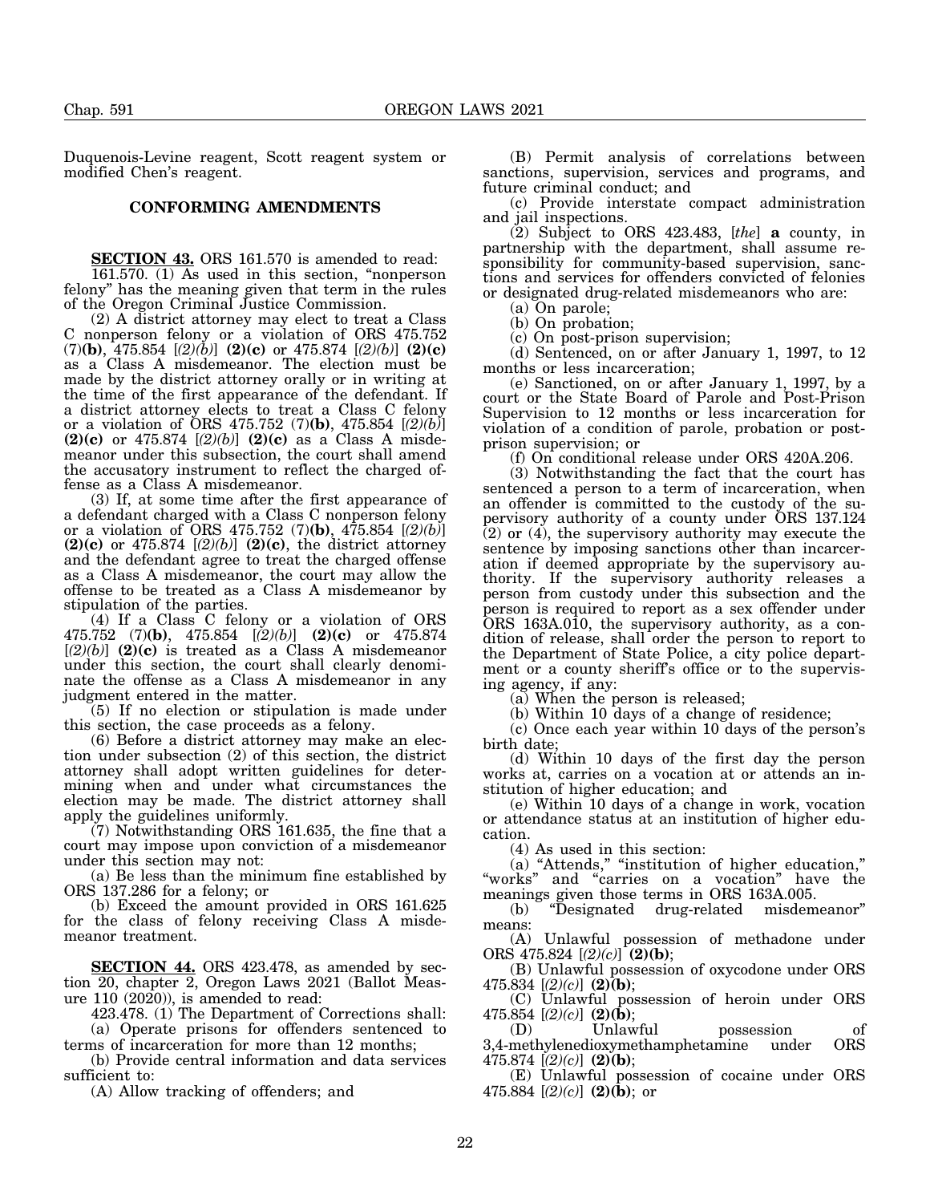Duquenois-Levine reagent, Scott reagent system or modified Chen's reagent.

## CONFORMING AMENDMENTS

**SECTION 43.** ORS 161.570 is amended to read:

161.570. (1) As used in this section, "nonperson felony" has the meaning given that term in the rules of the Oregon Criminal Justice Commission.

(2) A district attorney may elect to treat a Class C nonperson felony or a violation of ORS 475.752 (7)**(b)**, 475.854 [*(2)(b)*] **(2)(c)** or 475.874 [*(2)(b)*] **(2)(c)** as a Class A misdemeanor. The election must be made by the district attorney orally or in writing at the time of the first appearance of the defendant. If a district attorney elects to treat a Class C felony or a violation of ORS 475.752 (7)**(b)**, 475.854 [*(2)(b)*] **(2)(c)** or 475.874 [*(2)(b)*] **(2)(c)** as a Class A misdemeanor under this subsection, the court shall amend the accusatory instrument to reflect the charged offense as a Class A misdemeanor.

(3) If, at some time after the first appearance of a defendant charged with a Class C nonperson felony or a violation of ORS 475.752 (7)**(b)**, 475.854 [*(2)(b)*] **(2)(c)** or 475.874 [*(2)(b)*] **(2)(c)**, the district attorney and the defendant agree to treat the charged offense as a Class A misdemeanor, the court may allow the offense to be treated as a Class A misdemeanor by stipulation of the parties.

(4) If a Class C felony or a violation of ORS 475.752 (7)**(b)**, 475.854 [*(2)(b)*] **(2)(c)** or 475.874 [*(2)(b)*] **(2)(c)** is treated as a Class A misdemeanor under this section, the court shall clearly denominate the offense as a Class A misdemeanor in any judgment entered in the matter.

(5) If no election or stipulation is made under this section, the case proceeds as a felony.

(6) Before a district attorney may make an election under subsection (2) of this section, the district attorney shall adopt written guidelines for determining when and under what circumstances the election may be made. The district attorney shall apply the guidelines uniformly.

(7) Notwithstanding ORS 161.635, the fine that a court may impose upon conviction of a misdemeanor under this section may not:

(a) Be less than the minimum fine established by ORS 137.286 for a felony; or

(b) Exceed the amount provided in ORS 161.625 for the class of felony receiving Class A misdemeanor treatment.

**SECTION 44.** ORS 423.478, as amended by section 20, chapter 2, Oregon Laws 2021 (Ballot Measure 110 (2020)), is amended to read:

423.478. (1) The Department of Corrections shall:

(a) Operate prisons for offenders sentenced to terms of incarceration for more than 12 months;

(b) Provide central information and data services sufficient to:

(A) Allow tracking of offenders; and

(B) Permit analysis of correlations between sanctions, supervision, services and programs, and future criminal conduct; and

(c) Provide interstate compact administration and jail inspections.

(2) Subject to ORS 423.483, [*the*] **a** county, in partnership with the department, shall assume responsibility for community-based supervision, sanctions and services for offenders convicted of felonies or designated drug-related misdemeanors who are:

(a) On parole;

(b) On probation;

(c) On post-prison supervision;

(d) Sentenced, on or after January 1, 1997, to 12 months or less incarceration;

(e) Sanctioned, on or after January 1, 1997, by a court or the State Board of Parole and Post-Prison Supervision to 12 months or less incarceration for violation of a condition of parole, probation or post-prison supervision; or

(f) On conditional release under ORS 420A.206.

(3) Notwithstanding the fact that the court has sentenced a person to a term of incarceration, when an offender is committed to the custody of the supervisory authority of a county under ORS 137.124 (2) or (4), the supervisory authority may execute the sentence by imposing sanctions other than incarceration if deemed appropriate by the supervisory authority. If the supervisory authority releases a person from custody under this subsection and the person is required to report as a sex offender under ORS 163A.010, the supervisory authority, as a condition of release, shall order the person to report to the Department of State Police, a city police department or a county sheriff's office or to the supervising agency, if any:

(a) When the person is released;

(b) Within 10 days of a change of residence;

(c) Once each year within 10 days of the person's birth date;

(d) Within 10 days of the first day the person works at, carries on a vocation at or attends an institution of higher education; and

(e) Within 10 days of a change in work, vocation or attendance status at an institution of higher education.

(4) As used in this section:

(a) "Attends," "institution of higher education," "works" and "carries on a vocation" have the meanings given those terms in ORS 163A.005.

(b) "Designated drug-related misdemeanor" means:

(A) Unlawful possession of methadone under ORS 475.824 [*(2)(c)*] **(2)(b)**;

(B) Unlawful possession of oxycodone under ORS 475.834 [*(2)(c)*] **(2)(b)**;

(C) Unlawful possession of heroin under ORS 475.854 [*(2)(c)*] **(2)(b)**;

(D) Unlawful possession of 3,4-methylenedioxymethamphetamine under ORS 475.874 [*(2)(c)*] **(2)(b)**;

(E) Unlawful possession of cocaine under ORS 475.884 [*(2)(c)*] **(2)(b)**; or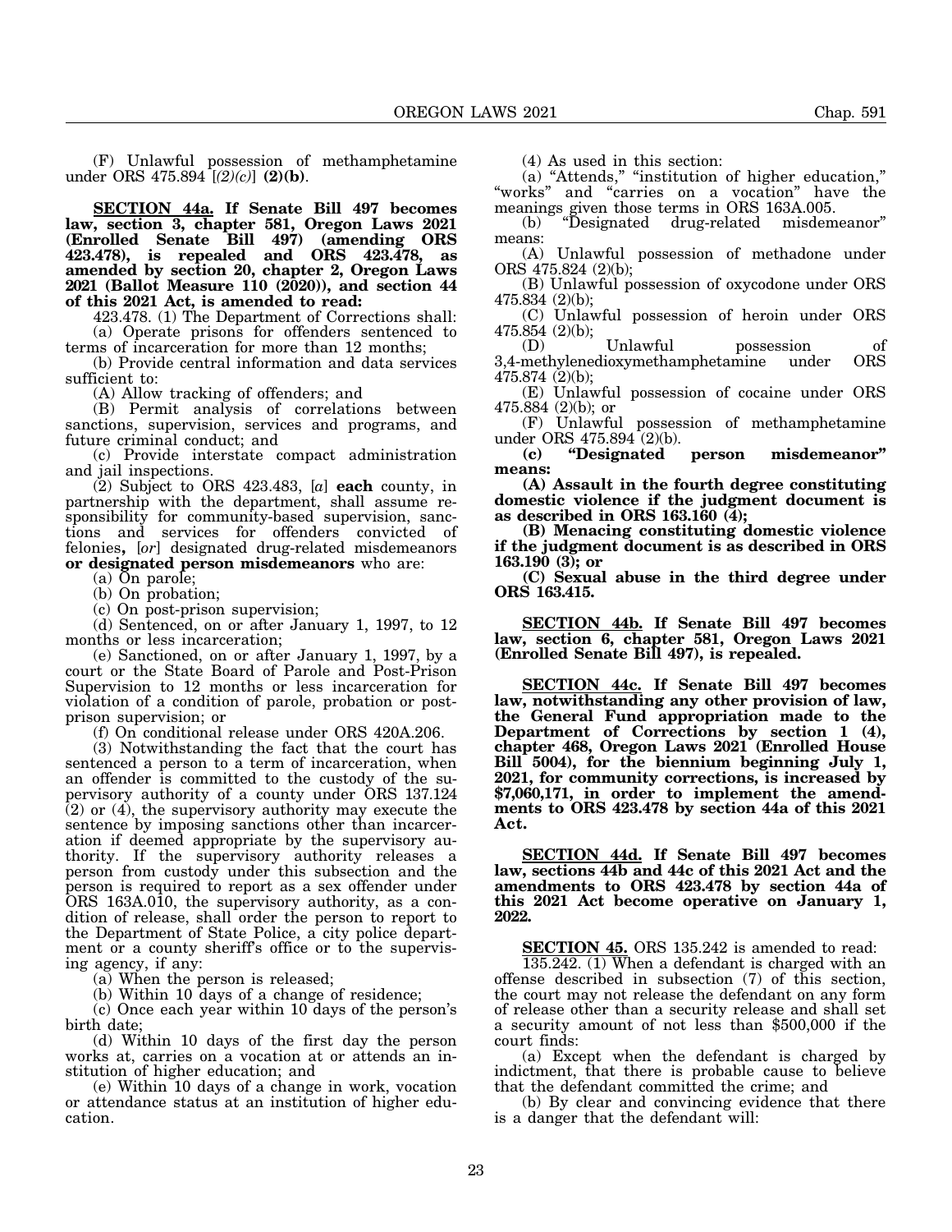(F) Unlawful possession of methamphetamine under ORS 475.894 [*(2)(c)*] **(2)(b)**.

**SECTION 44a. If Senate Bill 497 becomes law, section 3, chapter 581, Oregon Laws 2021 (Enrolled Senate Bill 497) (amending ORS 423.478), is repealed and ORS 423.478, as amended by section 20, chapter 2, Oregon Laws 2021 (Ballot Measure 110 (2020)), and section 44 of this 2021 Act, is amended to read:**

423.478. (1) The Department of Corrections shall:

(a) Operate prisons for offenders sentenced to terms of incarceration for more than 12 months;

(b) Provide central information and data services sufficient to:

(A) Allow tracking of offenders; and

(B) Permit analysis of correlations between sanctions, supervision, services and programs, and future criminal conduct; and

(c) Provide interstate compact administration and jail inspections.

(2) Subject to ORS 423.483, [*a*] **each** county, in partnership with the department, shall assume responsibility for community-based supervision, sanctions and services for offenders convicted of felonies**,** [*or*] designated drug-related misdemeanors **or designated person misdemeanors** who are:

(a) On parole;

(b) On probation;

(c) On post-prison supervision;

(d) Sentenced, on or after January 1, 1997, to 12 months or less incarceration;

(e) Sanctioned, on or after January 1, 1997, by a court or the State Board of Parole and Post-Prison Supervision to 12 months or less incarceration for violation of a condition of parole, probation or post-prison supervision; or

(f) On conditional release under ORS 420A.206.

(3) Notwithstanding the fact that the court has sentenced a person to a term of incarceration, when an offender is committed to the custody of the supervisory authority of a county under ORS 137.124 (2) or (4), the supervisory authority may execute the sentence by imposing sanctions other than incarceration if deemed appropriate by the supervisory authority. If the supervisory authority releases a person from custody under this subsection and the person is required to report as a sex offender under ORS 163A.010, the supervisory authority, as a condition of release, shall order the person to report to the Department of State Police, a city police department or a county sheriff's office or to the supervising agency, if any:

(a) When the person is released;

(b) Within 10 days of a change of residence;

(c) Once each year within 10 days of the person's birth date;

(d) Within 10 days of the first day the person works at, carries on a vocation at or attends an institution of higher education; and

(e) Within 10 days of a change in work, vocation or attendance status at an institution of higher education.

(4) As used in this section:

(a) "Attends," "institution of higher education," "works" and "carries on a vocation" have the meanings given those terms in ORS 163A.005.

(b) "Designated drug-related misdemeanor" means:

(A) Unlawful possession of methadone under ORS 475.824 (2)(b);

(B) Unlawful possession of oxycodone under ORS 475.834 (2)(b);

(C) Unlawful possession of heroin under ORS 475.854 (2)(b);

(D) Unlawful possession of 3,4-methylenedioxymethamphetamine under ORS 475.874 (2)(b);

(E) Unlawful possession of cocaine under ORS 475.884 (2)(b); or

(F) Unlawful possession of methamphetamine under ORS 475.894 (2)(b).

**(c) "Designated person misdemeanor" means:**

**(A) Assault in the fourth degree constituting domestic violence if the judgment document is as described in ORS 163.160 (4);**

**(B) Menacing constituting domestic violence if the judgment document is as described in ORS 163.190 (3); or**

**(C) Sexual abuse in the third degree under ORS 163.415.**

**SECTION 44b. If Senate Bill 497 becomes law, section 6, chapter 581, Oregon Laws 2021 (Enrolled Senate Bill 497), is repealed.**

**SECTION 44c. If Senate Bill 497 becomes law, notwithstanding any other provision of law, the General Fund appropriation made to the Department of Corrections by section 1 (4), chapter 468, Oregon Laws 2021 (Enrolled House Bill 5004), for the biennium beginning July 1, 2021, for community corrections, is increased by $7,060,171, in order to implement the amendments to ORS 423.478 by section 44a of this 2021 Act.**

**SECTION 44d. If Senate Bill 497 becomes law, sections 44b and 44c of this 2021 Act and the amendments to ORS 423.478 by section 44a of this 2021 Act become operative on January 1, 2022.**

**SECTION 45.** ORS 135.242 is amended to read:

135.242. (1) When a defendant is charged with an offense described in subsection (7) of this section, the court may not release the defendant on any form of release other than a security release and shall set a security amount of not less than $500,000 if the court finds:

(a) Except when the defendant is charged by indictment, that there is probable cause to believe that the defendant committed the crime; and

(b) By clear and convincing evidence that there is a danger that the defendant will: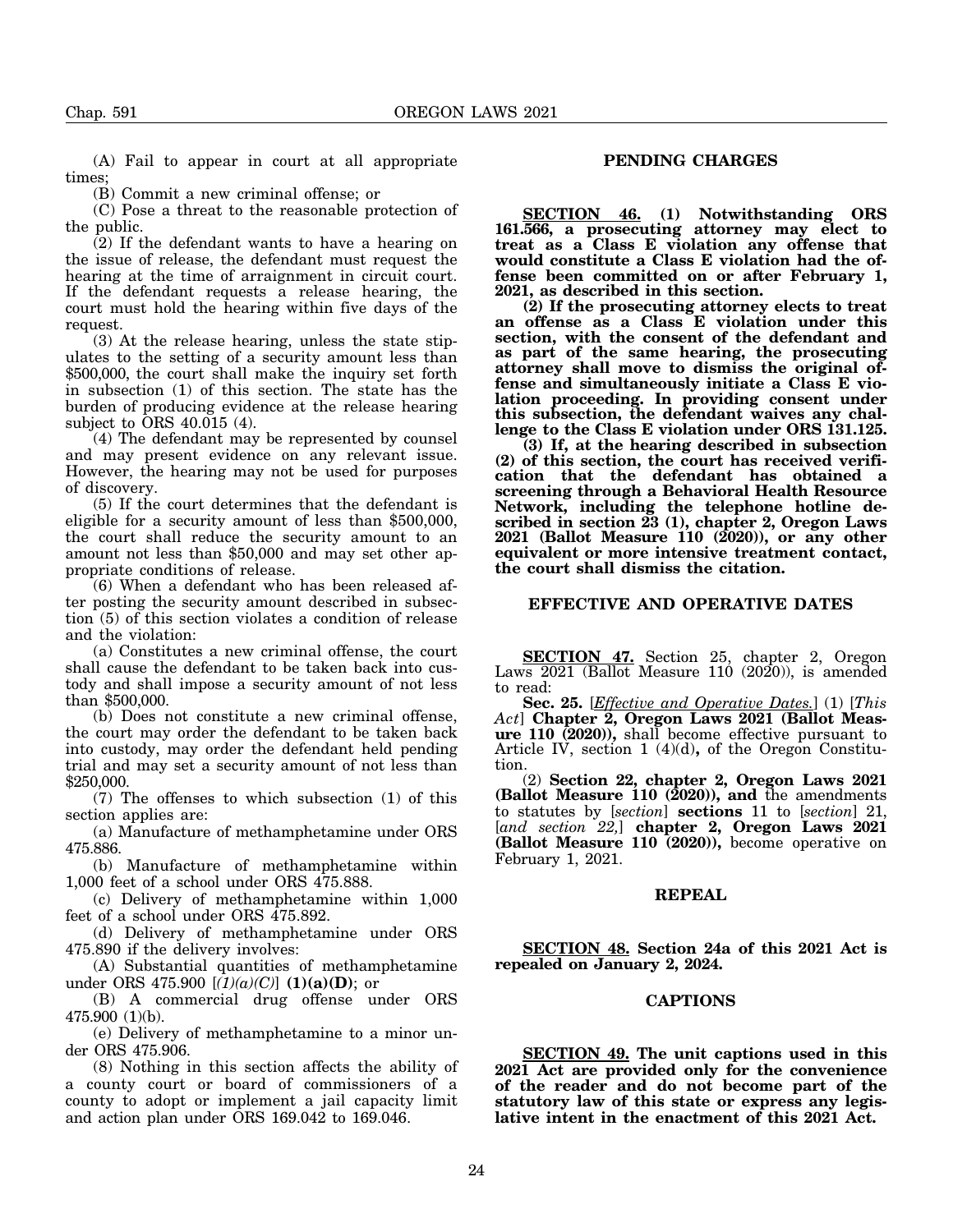(A) Fail to appear in court at all appropriate times;

(B) Commit a new criminal offense; or

(C) Pose a threat to the reasonable protection of the public.

(2) If the defendant wants to have a hearing on the issue of release, the defendant must request the hearing at the time of arraignment in circuit court. If the defendant requests a release hearing, the court must hold the hearing within five days of the request.

(3) At the release hearing, unless the state stipulates to the setting of a security amount less than $500,000, the court shall make the inquiry set forth in subsection (1) of this section. The state has the burden of producing evidence at the release hearing subject to ORS 40.015 (4).

(4) The defendant may be represented by counsel and may present evidence on any relevant issue. However, the hearing may not be used for purposes of discovery.

(5) If the court determines that the defendant is eligible for a security amount of less than $500,000, the court shall reduce the security amount to an amount not less than $50,000 and may set other appropriate conditions of release.

(6) When a defendant who has been released after posting the security amount described in subsection (5) of this section violates a condition of release and the violation:

(a) Constitutes a new criminal offense, the court shall cause the defendant to be taken back into custody and shall impose a security amount of not less than $500,000.

(b) Does not constitute a new criminal offense, the court may order the defendant to be taken back into custody, may order the defendant held pending trial and may set a security amount of not less than $250,000.

(7) The offenses to which subsection (1) of this section applies are:

(a) Manufacture of methamphetamine under ORS 475.886.

(b) Manufacture of methamphetamine within 1,000 feet of a school under ORS 475.888.

(c) Delivery of methamphetamine within 1,000 feet of a school under ORS 475.892.

(d) Delivery of methamphetamine under ORS 475.890 if the delivery involves:

(A) Substantial quantities of methamphetamine under ORS 475.900 [*(1)(a)(C)*] **(1)(a)(D)**; or

(B) A commercial drug offense under ORS 475.900 (1)(b).

(e) Delivery of methamphetamine to a minor under ORS 475.906.

(8) Nothing in this section affects the ability of a county court or board of commissioners of a county to adopt or implement a jail capacity limit and action plan under ORS 169.042 to 169.046.

## PENDING CHARGES

**SECTION 46. (1) Notwithstanding ORS 161.566, a prosecuting attorney may elect to treat as a Class E violation any offense that would constitute a Class E violation had the offense been committed on or after February 1, 2021, as described in this section.**

**(2) If the prosecuting attorney elects to treat an offense as a Class E violation under this section, with the consent of the defendant and as part of the same hearing, the prosecuting attorney shall move to dismiss the original offense and simultaneously initiate a Class E violation proceeding. In providing consent under this subsection, the defendant waives any challenge to the Class E violation under ORS 131.125.**

**(3) If, at the hearing described in subsection (2) of this section, the court has received verification that the defendant has obtained a screening through a Behavioral Health Resource Network, including the telephone hotline described in section 23 (1), chapter 2, Oregon Laws 2021 (Ballot Measure 110 (2020)), or any other equivalent or more intensive treatment contact, the court shall dismiss the citation.**

## EFFECTIVE AND OPERATIVE DATES

**SECTION 47.** Section 25, chapter 2, Oregon Laws 2021 (Ballot Measure 110 (2020)), is amended to read:

**Sec. 25.** [*Effective and Operative Dates.*] (1) [*This Act*] **Chapter 2, Oregon Laws 2021 (Ballot Measure 110 (2020)),** shall become effective pursuant to Article IV, section 1 (4)(d), of the Oregon Constitution.

(2) **Section 22, chapter 2, Oregon Laws 2021 (Ballot Measure 110 (2020)), and** the amendments to statutes by [*section*] **sections** 11 to [*section*] 21, [*and section 22,*] **chapter 2, Oregon Laws 2021 (Ballot Measure 110 (2020)),** become operative on February 1, 2021.

## REPEAL

**SECTION 48. Section 24a of this 2021 Act is repealed on January 2, 2024.**

## CAPTIONS

**SECTION 49. The unit captions used in this 2021 Act are provided only for the convenience of the reader and do not become part of the statutory law of this state or express any legislative intent in the enactment of this 2021 Act.**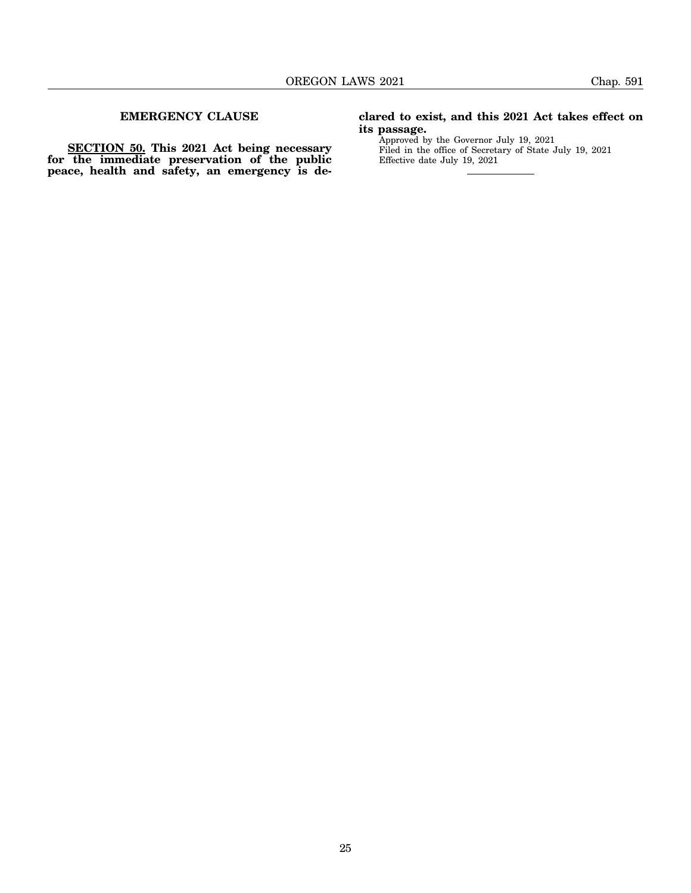## EMERGENCY CLAUSE

**SECTION 50. This 2021 Act being necessary for the immediate preservation of the public peace, health and safety, an emergency is declared to exist, and this 2021 Act takes effect on its passage.**

Approved by the Governor July 19, 2021

Filed in the office of Secretary of State July 19, 2021

Effective date July 19, 2021